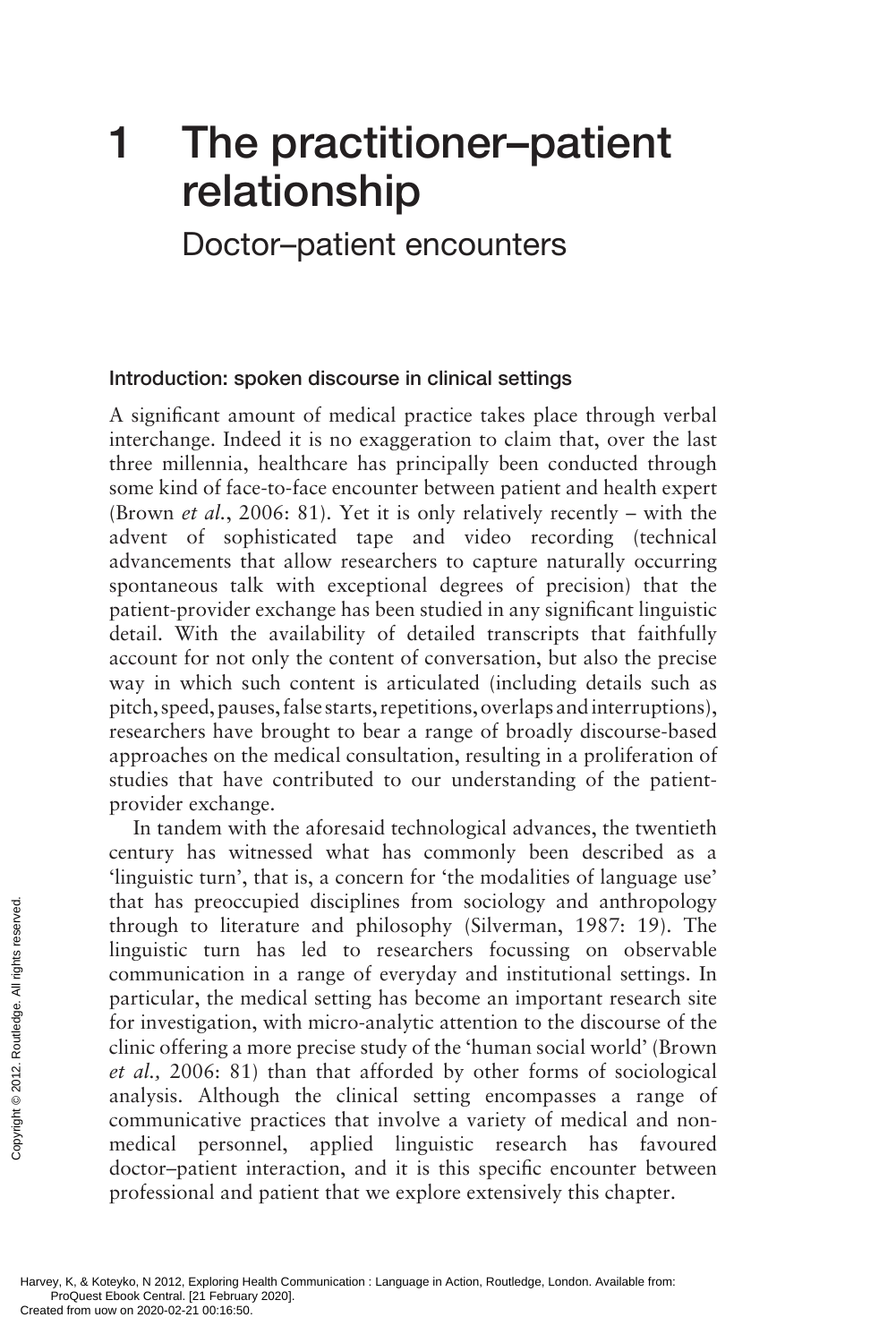# 1 The practitioner–patient relationship

## Doctor–patient encounters

### Introduction: spoken discourse in clinical settings

A significant amount of medical practice takes place through verbal interchange. Indeed it is no exaggeration to claim that, over the last three millennia, healthcare has principally been conducted through some kind of face-to-face encounter between patient and health expert (Brown *et al.*, 2006: 81). Yet it is only relatively recently – with the advent of sophisticated tape and video recording (technical advancements that allow researchers to capture naturally occurring spontaneous talk with exceptional degrees of precision) that the patient-provider exchange has been studied in any significant linguistic detail. With the availability of detailed transcripts that faithfully account for not only the content of conversation, but also the precise way in which such content is articulated (including details such as pitch, speed, pauses, false starts, repetitions, overlaps and interruptions), researchers have brought to bear a range of broadly discourse-based approaches on the medical consultation, resulting in a proliferation of studies that have contributed to our understanding of the patient-provider exchange.

In tandem with the aforesaid technological advances, the twentieth century has witnessed what has commonly been described as a 'linguistic turn', that is, a concern for 'the modalities of language use' that has preoccupied disciplines from sociology and anthropology through to literature and philosophy (Silverman, 1987: 19). The linguistic turn has led to researchers focussing on observable communication in a range of everyday and institutional settings. In particular, the medical setting has become an important research site for investigation, with micro-analytic attention to the discourse of the clinic offering a more precise study of the 'human social world' (Brown *et al.,* 2006: 81) than that afforded by other forms of sociological analysis. Although the clinical setting encompasses a range of communicative practices that involve a variety of medical and non-medical personnel, applied linguistic research has favoured doctor–patient interaction, and it is this specific encounter between professional and patient that we explore extensively this chapter.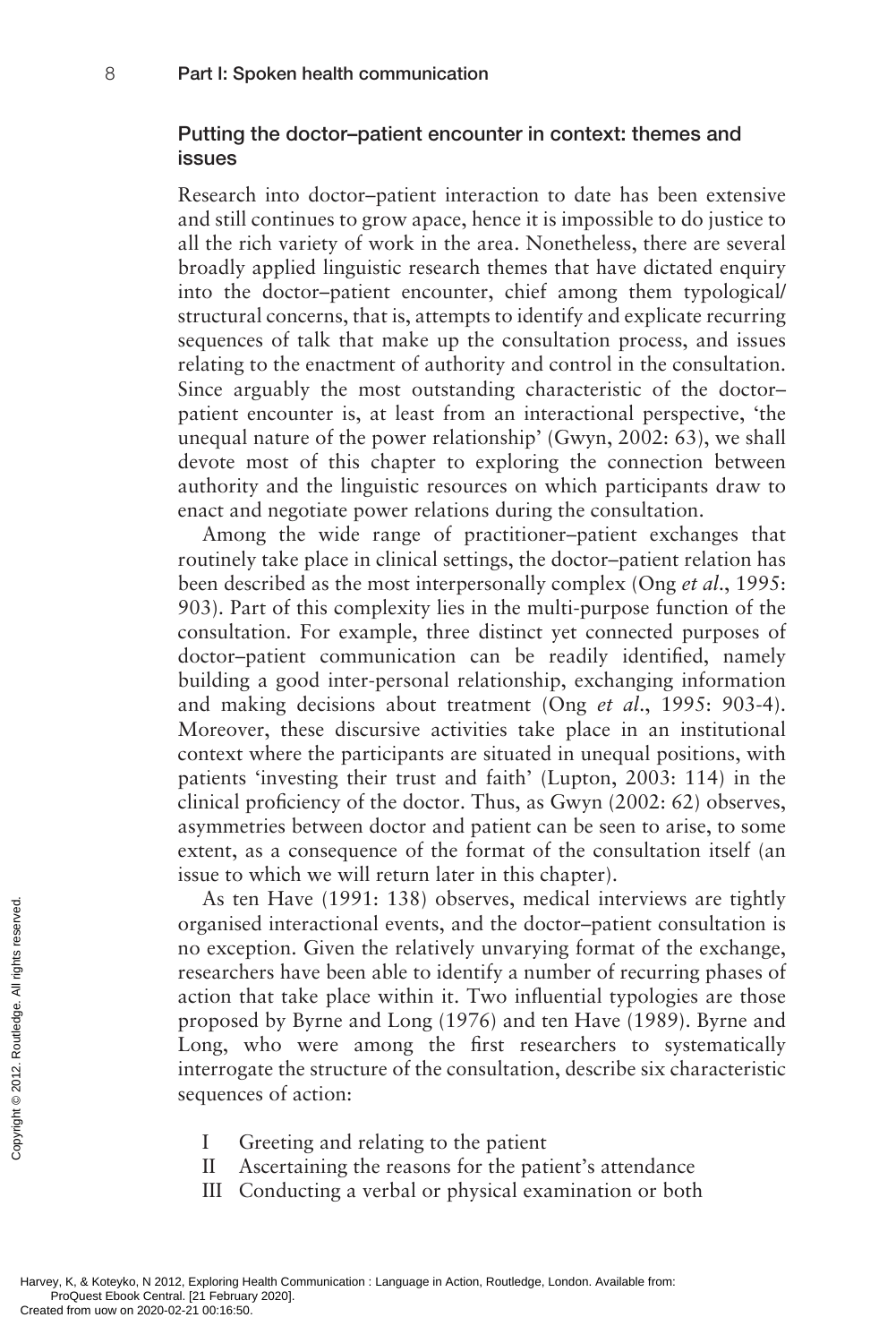## Putting the doctor–patient encounter in context: themes and issues

Research into doctor–patient interaction to date has been extensive and still continues to grow apace, hence it is impossible to do justice to all the rich variety of work in the area. Nonetheless, there are several broadly applied linguistic research themes that have dictated enquiry into the doctor–patient encounter, chief among them typological/structural concerns, that is, attempts to identify and explicate recurring sequences of talk that make up the consultation process, and issues relating to the enactment of authority and control in the consultation. Since arguably the most outstanding characteristic of the doctor–patient encounter is, at least from an interactional perspective, 'the unequal nature of the power relationship' (Gwyn, 2002: 63), we shall devote most of this chapter to exploring the connection between authority and the linguistic resources on which participants draw to enact and negotiate power relations during the consultation.

Among the wide range of practitioner–patient exchanges that routinely take place in clinical settings, the doctor–patient relation has been described as the most interpersonally complex (Ong *et al*., 1995: 903). Part of this complexity lies in the multi-purpose function of the consultation. For example, three distinct yet connected purposes of doctor–patient communication can be readily identified, namely building a good inter-personal relationship, exchanging information and making decisions about treatment (Ong *et al*., 1995: 903-4). Moreover, these discursive activities take place in an institutional context where the participants are situated in unequal positions, with patients 'investing their trust and faith' (Lupton, 2003: 114) in the clinical proficiency of the doctor. Thus, as Gwyn (2002: 62) observes, asymmetries between doctor and patient can be seen to arise, to some extent, as a consequence of the format of the consultation itself (an issue to which we will return later in this chapter).

As ten Have (1991: 138) observes, medical interviews are tightly organised interactional events, and the doctor–patient consultation is no exception. Given the relatively unvarying format of the exchange, researchers have been able to identify a number of recurring phases of action that take place within it. Two influential typologies are those proposed by Byrne and Long (1976) and ten Have (1989). Byrne and Long, who were among the first researchers to systematically interrogate the structure of the consultation, describe six characteristic sequences of action:

I Greeting and relating to the patient
II Ascertaining the reasons for the patient's attendance
III Conducting a verbal or physical examination or both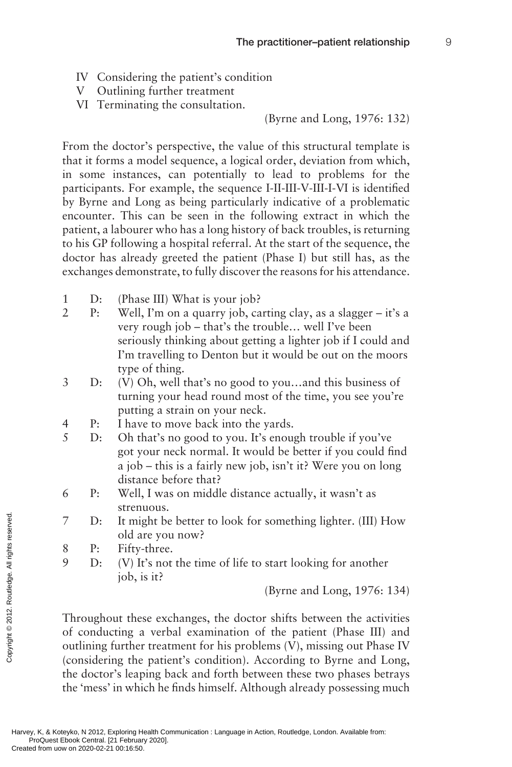IV Considering the patient's condition
V Outlining further treatment
VI Terminating the consultation.

(Byrne and Long, 1976: 132)

From the doctor's perspective, the value of this structural template is that it forms a model sequence, a logical order, deviation from which, in some instances, can potentially to lead to problems for the participants. For example, the sequence I-II-III-V-III-I-VI is identified by Byrne and Long as being particularly indicative of a problematic encounter. This can be seen in the following extract in which the patient, a labourer who has a long history of back troubles, is returning to his GP following a hospital referral. At the start of the sequence, the doctor has already greeted the patient (Phase I) but still has, as the exchanges demonstrate, to fully discover the reasons for his attendance.

1 D: (Phase III) What is your job?
2 P: Well, I'm on a quarry job, carting clay, as a slagger – it's a very rough job – that's the trouble… well I've been seriously thinking about getting a lighter job if I could and I'm travelling to Denton but it would be out on the moors type of thing.
3 D: (V) Oh, well that's no good to you…and this business of turning your head round most of the time, you see you're putting a strain on your neck.
4 P: I have to move back into the yards.
5 D: Oh that's no good to you. It's enough trouble if you've got your neck normal. It would be better if you could find a job – this is a fairly new job, isn't it? Were you on long distance before that?
6 P: Well, I was on middle distance actually, it wasn't as strenuous.
7 D: It might be better to look for something lighter. (III) How old are you now?
8 P: Fifty-three.
9 D: (V) It's not the time of life to start looking for another job, is it?

(Byrne and Long, 1976: 134)

Throughout these exchanges, the doctor shifts between the activities of conducting a verbal examination of the patient (Phase III) and outlining further treatment for his problems (V), missing out Phase IV (considering the patient's condition). According to Byrne and Long, the doctor's leaping back and forth between these two phases betrays the 'mess' in which he finds himself. Although already possessing much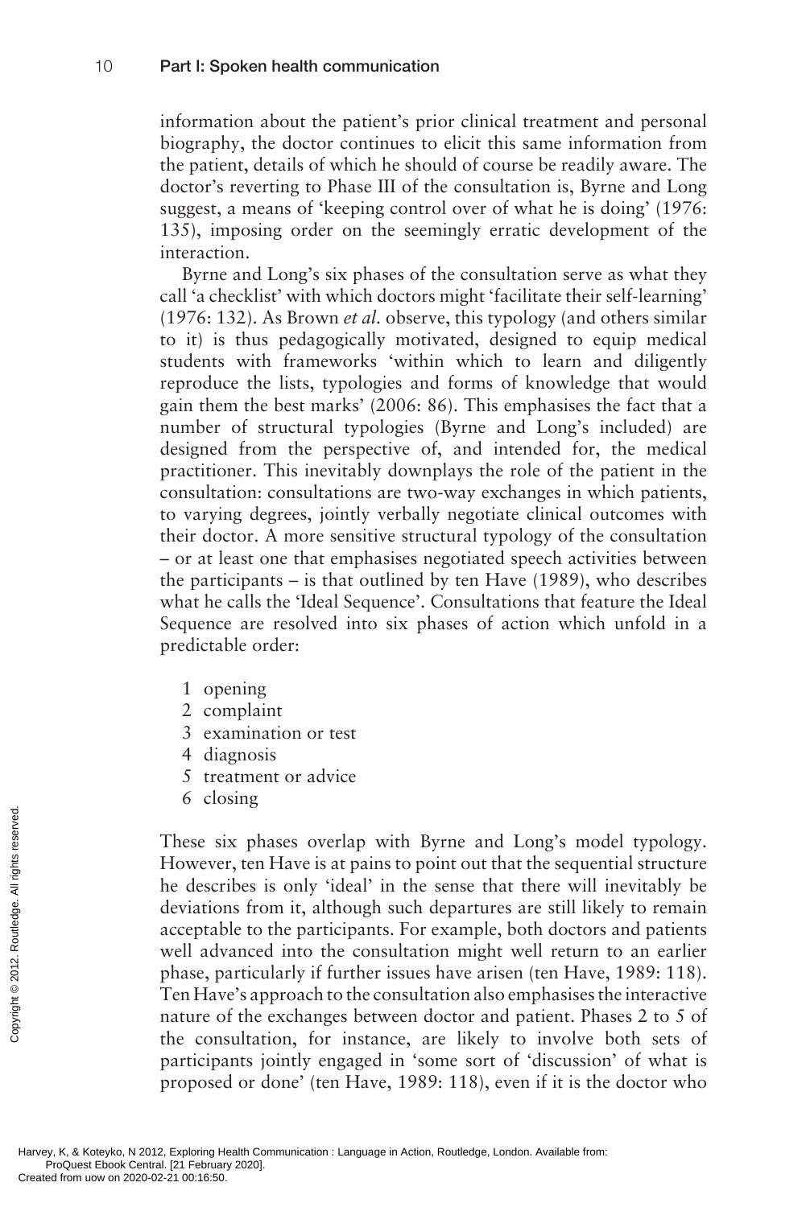information about the patient's prior clinical treatment and personal biography, the doctor continues to elicit this same information from the patient, details of which he should of course be readily aware. The doctor's reverting to Phase III of the consultation is, Byrne and Long suggest, a means of 'keeping control over of what he is doing' (1976: 135), imposing order on the seemingly erratic development of the interaction.

Byrne and Long's six phases of the consultation serve as what they call 'a checklist' with which doctors might 'facilitate their self-learning' (1976: 132). As Brown *et al.* observe, this typology (and others similar to it) is thus pedagogically motivated, designed to equip medical students with frameworks 'within which to learn and diligently reproduce the lists, typologies and forms of knowledge that would gain them the best marks' (2006: 86). This emphasises the fact that a number of structural typologies (Byrne and Long's included) are designed from the perspective of, and intended for, the medical practitioner. This inevitably downplays the role of the patient in the consultation: consultations are two-way exchanges in which patients, to varying degrees, jointly verbally negotiate clinical outcomes with their doctor. A more sensitive structural typology of the consultation – or at least one that emphasises negotiated speech activities between the participants – is that outlined by ten Have (1989), who describes what he calls the 'Ideal Sequence'. Consultations that feature the Ideal Sequence are resolved into six phases of action which unfold in a predictable order:

1. opening
2. complaint
3. examination or test
4. diagnosis
5. treatment or advice
6. closing

These six phases overlap with Byrne and Long's model typology. However, ten Have is at pains to point out that the sequential structure he describes is only 'ideal' in the sense that there will inevitably be deviations from it, although such departures are still likely to remain acceptable to the participants. For example, both doctors and patients well advanced into the consultation might well return to an earlier phase, particularly if further issues have arisen (ten Have, 1989: 118). Ten Have's approach to the consultation also emphasises the interactive nature of the exchanges between doctor and patient. Phases 2 to 5 of the consultation, for instance, are likely to involve both sets of participants jointly engaged in 'some sort of 'discussion' of what is proposed or done' (ten Have, 1989: 118), even if it is the doctor who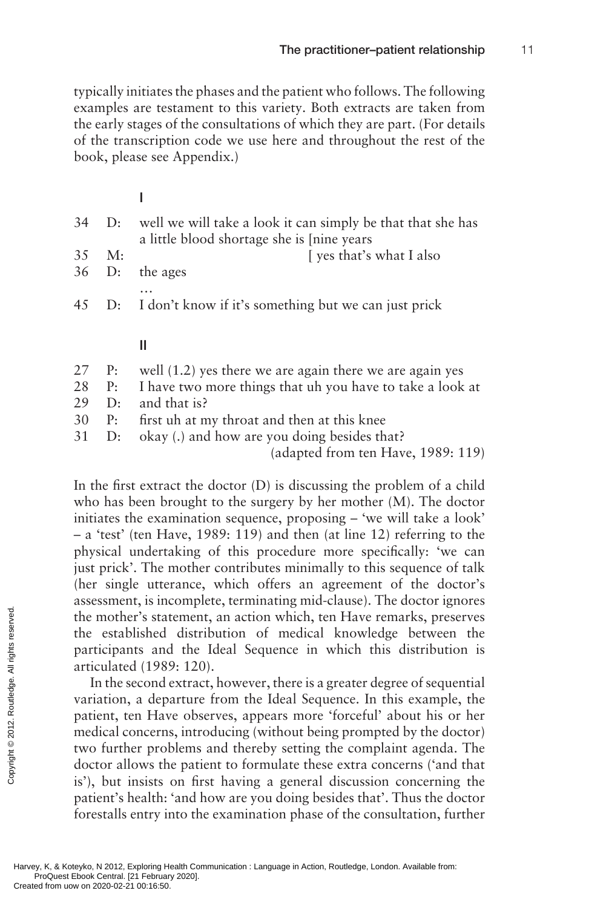typically initiates the phases and the patient who follows. The following examples are testament to this variety. Both extracts are taken from the early stages of the consultations of which they are part. (For details of the transcription code we use here and throughout the rest of the book, please see Appendix.)

**I**

```
34  D:  well we will take a look it can simply be that that she has
         a little blood shortage she is [nine years
35  M:                                    [ yes that's what I also
36  D:  the ages
         …
45  D:  I don't know if it's something but we can just prick
```

**II**

```
27  P:  well (1.2) yes there we are again there we are again yes
28  P:  I have two more things that uh you have to take a look at
29  D:  and that is?
30  P:  first uh at my throat and then at this knee
31  D:  okay (.) and how are you doing besides that?
                                        (adapted from ten Have, 1989: 119)
```

In the first extract the doctor (D) is discussing the problem of a child who has been brought to the surgery by her mother (M). The doctor initiates the examination sequence, proposing – 'we will take a look' – a 'test' (ten Have, 1989: 119) and then (at line 12) referring to the physical undertaking of this procedure more specifically: 'we can just prick'. The mother contributes minimally to this sequence of talk (her single utterance, which offers an agreement of the doctor's assessment, is incomplete, terminating mid-clause). The doctor ignores the mother's statement, an action which, ten Have remarks, preserves the established distribution of medical knowledge between the participants and the Ideal Sequence in which this distribution is articulated (1989: 120).

In the second extract, however, there is a greater degree of sequential variation, a departure from the Ideal Sequence. In this example, the patient, ten Have observes, appears more 'forceful' about his or her medical concerns, introducing (without being prompted by the doctor) two further problems and thereby setting the complaint agenda. The doctor allows the patient to formulate these extra concerns ('and that is'), but insists on first having a general discussion concerning the patient's health: 'and how are you doing besides that'. Thus the doctor forestalls entry into the examination phase of the consultation, further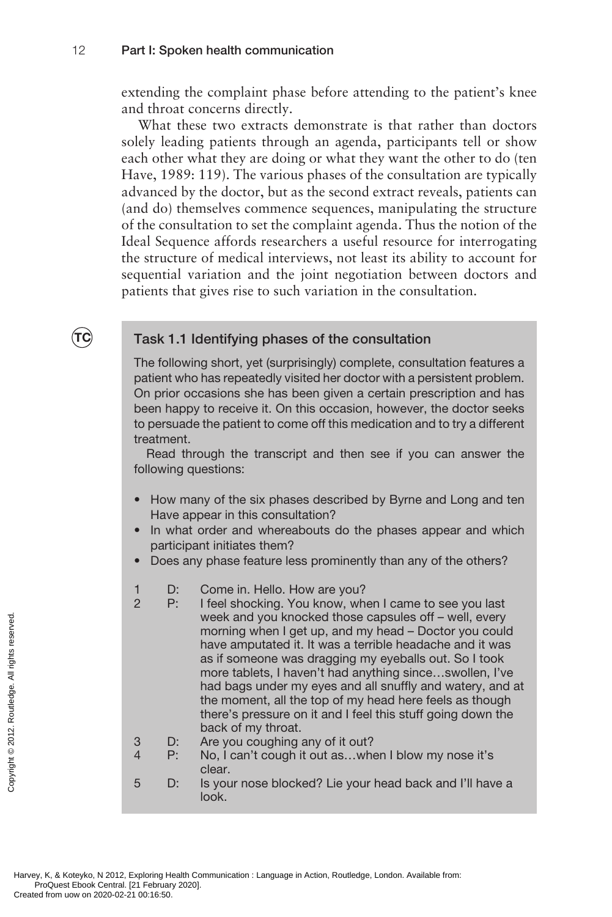extending the complaint phase before attending to the patient's knee and throat concerns directly.

What these two extracts demonstrate is that rather than doctors solely leading patients through an agenda, participants tell or show each other what they are doing or what they want the other to do (ten Have, 1989: 119). The various phases of the consultation are typically advanced by the doctor, but as the second extract reveals, patients can (and do) themselves commence sequences, manipulating the structure of the consultation to set the complaint agenda. Thus the notion of the Ideal Sequence affords researchers a useful resource for interrogating the structure of medical interviews, not least its ability to account for sequential variation and the joint negotiation between doctors and patients that gives rise to such variation in the consultation.

TC

### Task 1.1 Identifying phases of the consultation

The following short, yet (surprisingly) complete, consultation features a patient who has repeatedly visited her doctor with a persistent problem. On prior occasions she has been given a certain prescription and has been happy to receive it. On this occasion, however, the doctor seeks to persuade the patient to come off this medication and to try a different treatment.

Read through the transcript and then see if you can answer the following questions:

- How many of the six phases described by Byrne and Long and ten Have appear in this consultation?
- In what order and whereabouts do the phases appear and which participant initiates them?
- Does any phase feature less prominently than any of the others?

1 D: Come in. Hello. How are you?

2 P: I feel shocking. You know, when I came to see you last week and you knocked those capsules off – well, every morning when I get up, and my head – Doctor you could have amputated it. It was a terrible headache and it was as if someone was dragging my eyeballs out. So I took more tablets, I haven't had anything since…swollen, I've had bags under my eyes and all snuffly and watery, and at the moment, all the top of my head here feels as though there's pressure on it and I feel this stuff going down the back of my throat.

3 D: Are you coughing any of it out?

4 P: No, I can't cough it out as…when I blow my nose it's clear.

5 D: Is your nose blocked? Lie your head back and I'll have a look.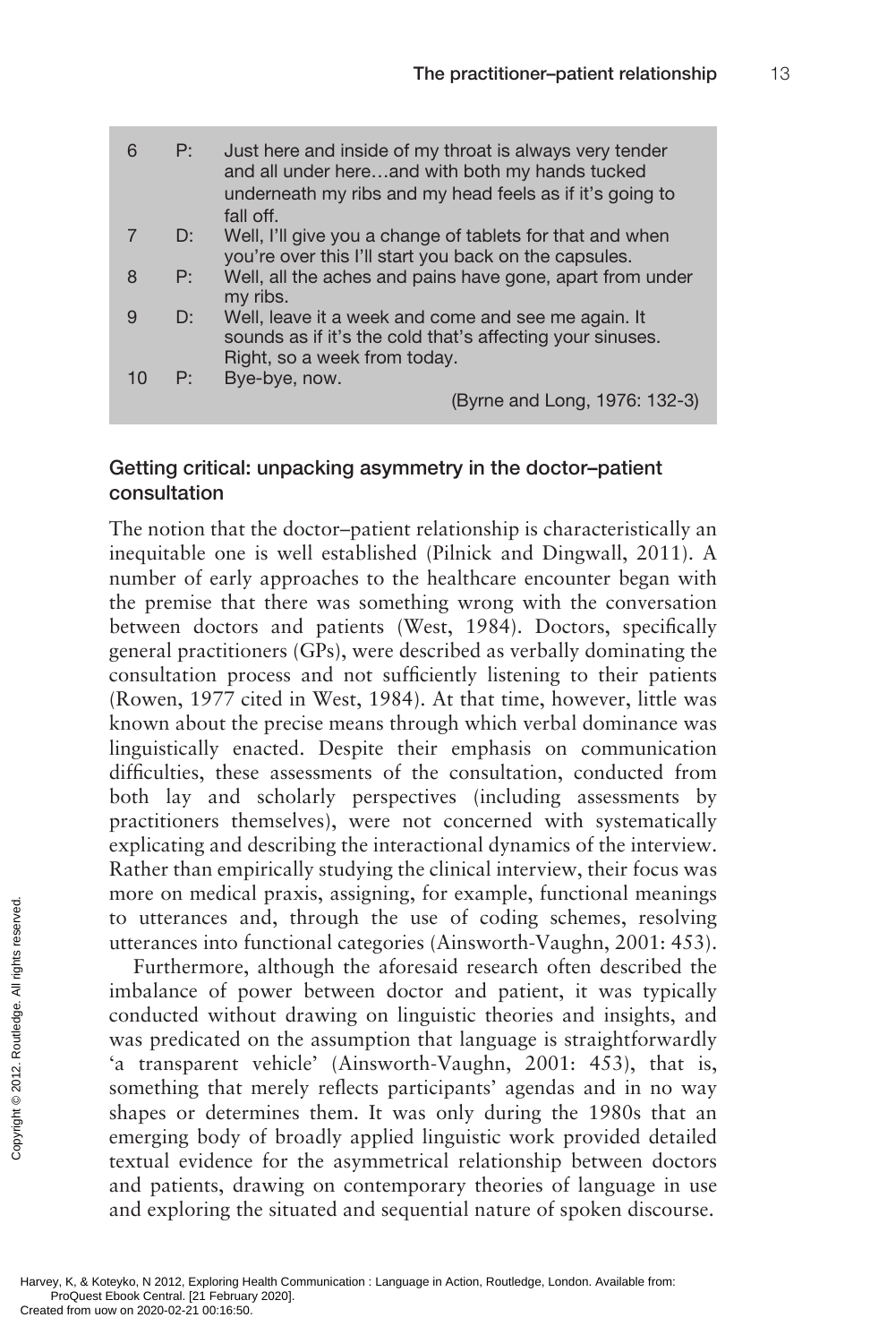| | | |
|---|---|---|
| 6 | P: | Just here and inside of my throat is always very tender and all under here…and with both my hands tucked underneath my ribs and my head feels as if it's going to fall off. |
| 7 | D: | Well, I'll give you a change of tablets for that and when you're over this I'll start you back on the capsules. |
| 8 | P: | Well, all the aches and pains have gone, apart from under my ribs. |
| 9 | D: | Well, leave it a week and come and see me again. It sounds as if it's the cold that's affecting your sinuses. Right, so a week from today. |
| 10 | P: | Bye-bye, now. |

(Byrne and Long, 1976: 132-3)

### Getting critical: unpacking asymmetry in the doctor–patient consultation

The notion that the doctor–patient relationship is characteristically an inequitable one is well established (Pilnick and Dingwall, 2011). A number of early approaches to the healthcare encounter began with the premise that there was something wrong with the conversation between doctors and patients (West, 1984). Doctors, specifically general practitioners (GPs), were described as verbally dominating the consultation process and not sufficiently listening to their patients (Rowen, 1977 cited in West, 1984). At that time, however, little was known about the precise means through which verbal dominance was linguistically enacted. Despite their emphasis on communication difficulties, these assessments of the consultation, conducted from both lay and scholarly perspectives (including assessments by practitioners themselves), were not concerned with systematically explicating and describing the interactional dynamics of the interview. Rather than empirically studying the clinical interview, their focus was more on medical praxis, assigning, for example, functional meanings to utterances and, through the use of coding schemes, resolving utterances into functional categories (Ainsworth-Vaughn, 2001: 453).

Furthermore, although the aforesaid research often described the imbalance of power between doctor and patient, it was typically conducted without drawing on linguistic theories and insights, and was predicated on the assumption that language is straightforwardly 'a transparent vehicle' (Ainsworth-Vaughn, 2001: 453), that is, something that merely reflects participants' agendas and in no way shapes or determines them. It was only during the 1980s that an emerging body of broadly applied linguistic work provided detailed textual evidence for the asymmetrical relationship between doctors and patients, drawing on contemporary theories of language in use and exploring the situated and sequential nature of spoken discourse.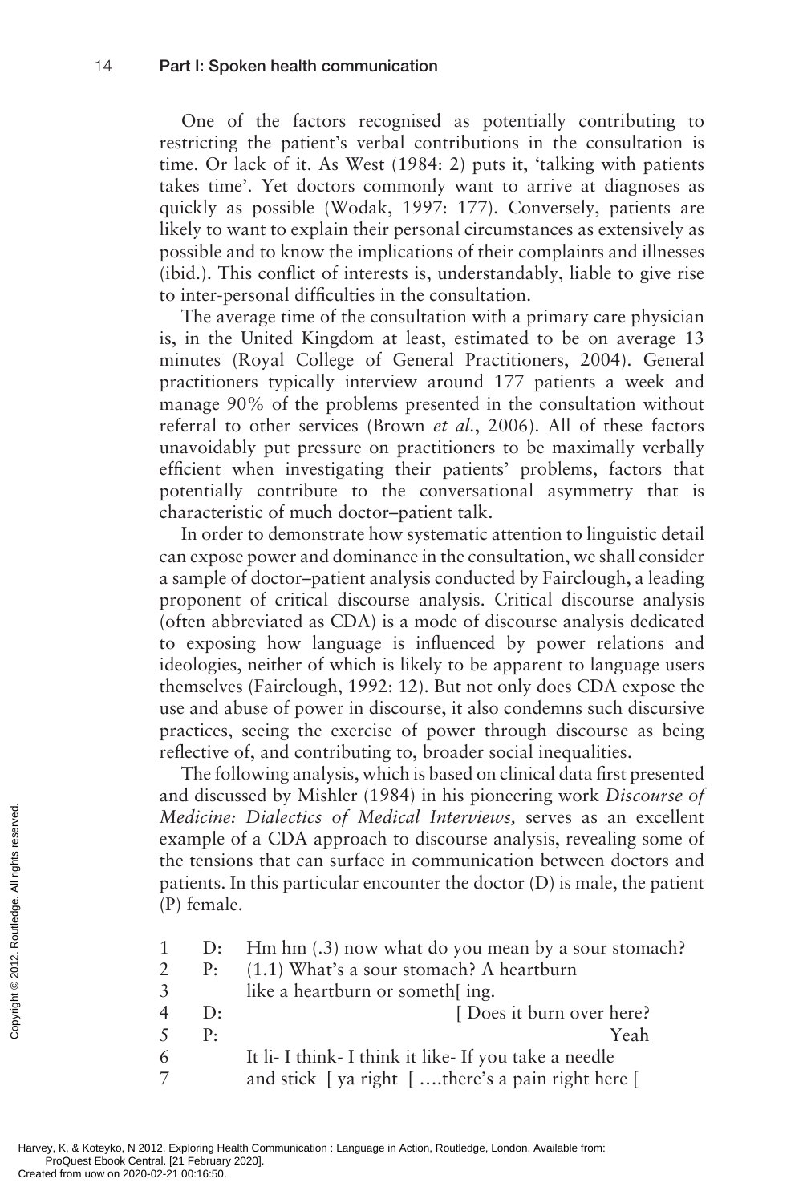One of the factors recognised as potentially contributing to restricting the patient's verbal contributions in the consultation is time. Or lack of it. As West (1984: 2) puts it, 'talking with patients takes time'. Yet doctors commonly want to arrive at diagnoses as quickly as possible (Wodak, 1997: 177). Conversely, patients are likely to want to explain their personal circumstances as extensively as possible and to know the implications of their complaints and illnesses (ibid.). This conflict of interests is, understandably, liable to give rise to inter-personal difficulties in the consultation.

The average time of the consultation with a primary care physician is, in the United Kingdom at least, estimated to be on average 13 minutes (Royal College of General Practitioners, 2004). General practitioners typically interview around 177 patients a week and manage 90% of the problems presented in the consultation without referral to other services (Brown *et al.*, 2006). All of these factors unavoidably put pressure on practitioners to be maximally verbally efficient when investigating their patients' problems, factors that potentially contribute to the conversational asymmetry that is characteristic of much doctor–patient talk.

In order to demonstrate how systematic attention to linguistic detail can expose power and dominance in the consultation, we shall consider a sample of doctor–patient analysis conducted by Fairclough, a leading proponent of critical discourse analysis. Critical discourse analysis (often abbreviated as CDA) is a mode of discourse analysis dedicated to exposing how language is influenced by power relations and ideologies, neither of which is likely to be apparent to language users themselves (Fairclough, 1992: 12). But not only does CDA expose the use and abuse of power in discourse, it also condemns such discursive practices, seeing the exercise of power through discourse as being reflective of, and contributing to, broader social inequalities.

The following analysis, which is based on clinical data first presented and discussed by Mishler (1984) in his pioneering work *Discourse of Medicine: Dialectics of Medical Interviews,* serves as an excellent example of a CDA approach to discourse analysis, revealing some of the tensions that can surface in communication between doctors and patients. In this particular encounter the doctor (D) is male, the patient (P) female.

```
1   D:   Hm hm (.3) now what do you mean by a sour stomach?
2   P:   (1.1) What's a sour stomach? A heartburn
3        like a heartburn or someth[ ing.
4   D:                              [ Does it burn over here?
5   P:                                                    Yeah
6        It li- I think- I think it like- If you take a needle
7        and stick  [ ya right  [ ….there's a pain right here [
```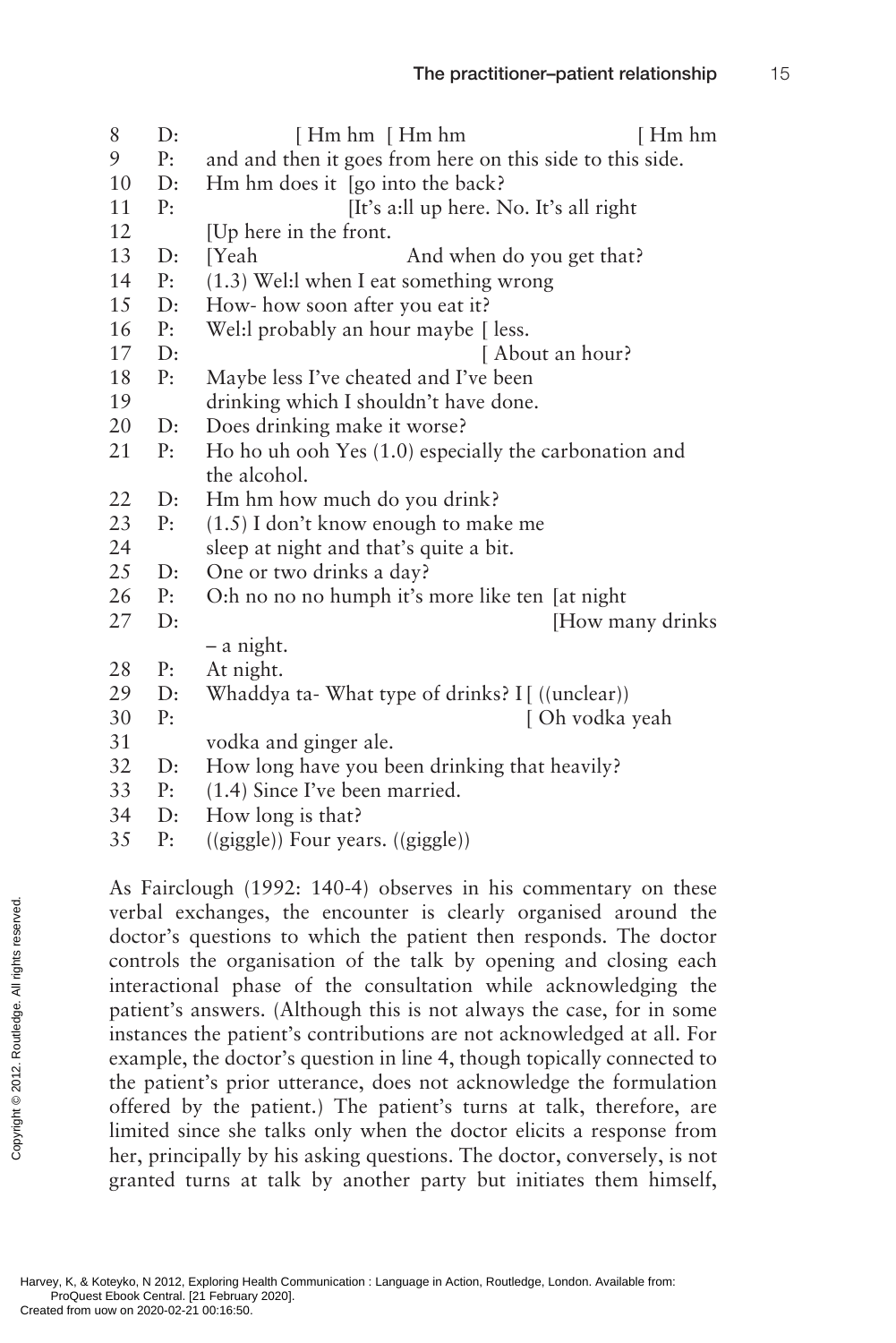```
8   D:          [ Hm hm  [ Hm hm                    [ Hm hm
9   P:   and and then it goes from here on this side to this side.
10  D:   Hm hm does it  [go into the back?
11  P:                  [It's a:ll up here. No. It's all right
12       [Up here in the front.
13  D:   [Yeah              And when do you get that?
14  P:   (1.3) Wel:l when I eat something wrong
15  D:   How- how soon after you eat it?
16  P:   Wel:l probably an hour maybe  [ less.
17  D:                                 [ About an hour?
18  P:   Maybe less I've cheated and I've been
19       drinking which I shouldn't have done.
20  D:   Does drinking make it worse?
21  P:   Ho ho uh ooh Yes (1.0) especially the carbonation and
         the alcohol.
22  D:   Hm hm how much do you drink?
23  P:   (1.5) I don't know enough to make me
24       sleep at night and that's quite a bit.
25  D:   One or two drinks a day?
26  P:   O:h no no no humph it's more like ten  [at night
27  D:                                          [How many drinks
         – a night.
28  P:   At night.
29  D:   Whaddya ta- What type of drinks? I [ ((unclear))
30  P:                                      [ Oh vodka yeah
31       vodka and ginger ale.
32  D:   How long have you been drinking that heavily?
33  P:   (1.4) Since I've been married.
34  D:   How long is that?
35  P:   ((giggle)) Four years. ((giggle))
```

As Fairclough (1992: 140-4) observes in his commentary on these verbal exchanges, the encounter is clearly organised around the doctor's questions to which the patient then responds. The doctor controls the organisation of the talk by opening and closing each interactional phase of the consultation while acknowledging the patient's answers. (Although this is not always the case, for in some instances the patient's contributions are not acknowledged at all. For example, the doctor's question in line 4, though topically connected to the patient's prior utterance, does not acknowledge the formulation offered by the patient.) The patient's turns at talk, therefore, are limited since she talks only when the doctor elicits a response from her, principally by his asking questions. The doctor, conversely, is not granted turns at talk by another party but initiates them himself,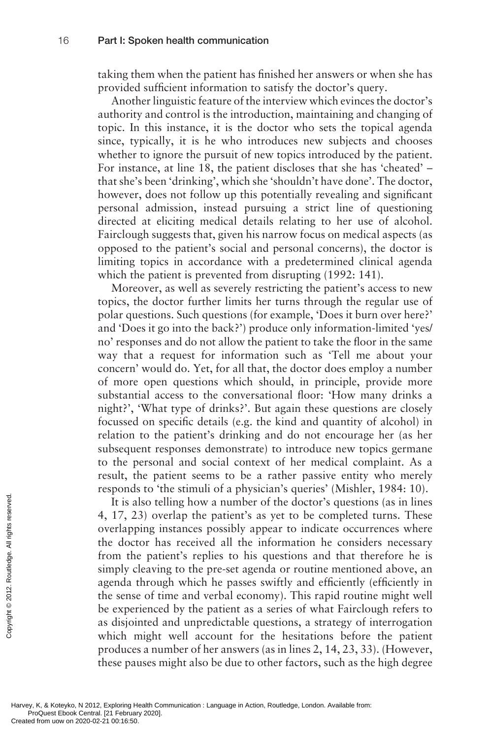taking them when the patient has finished her answers or when she has provided sufficient information to satisfy the doctor's query.

Another linguistic feature of the interview which evinces the doctor's authority and control is the introduction, maintaining and changing of topic. In this instance, it is the doctor who sets the topical agenda since, typically, it is he who introduces new subjects and chooses whether to ignore the pursuit of new topics introduced by the patient. For instance, at line 18, the patient discloses that she has 'cheated' – that she's been 'drinking', which she 'shouldn't have done'. The doctor, however, does not follow up this potentially revealing and significant personal admission, instead pursuing a strict line of questioning directed at eliciting medical details relating to her use of alcohol. Fairclough suggests that, given his narrow focus on medical aspects (as opposed to the patient's social and personal concerns), the doctor is limiting topics in accordance with a predetermined clinical agenda which the patient is prevented from disrupting (1992: 141).

Moreover, as well as severely restricting the patient's access to new topics, the doctor further limits her turns through the regular use of polar questions. Such questions (for example, 'Does it burn over here?' and 'Does it go into the back?') produce only information-limited 'yes/no' responses and do not allow the patient to take the floor in the same way that a request for information such as 'Tell me about your concern' would do. Yet, for all that, the doctor does employ a number of more open questions which should, in principle, provide more substantial access to the conversational floor: 'How many drinks a night?', 'What type of drinks?'. But again these questions are closely focussed on specific details (e.g. the kind and quantity of alcohol) in relation to the patient's drinking and do not encourage her (as her subsequent responses demonstrate) to introduce new topics germane to the personal and social context of her medical complaint. As a result, the patient seems to be a rather passive entity who merely responds to 'the stimuli of a physician's queries' (Mishler, 1984: 10).

It is also telling how a number of the doctor's questions (as in lines 4, 17, 23) overlap the patient's as yet to be completed turns. These overlapping instances possibly appear to indicate occurrences where the doctor has received all the information he considers necessary from the patient's replies to his questions and that therefore he is simply cleaving to the pre-set agenda or routine mentioned above, an agenda through which he passes swiftly and efficiently (efficiently in the sense of time and verbal economy). This rapid routine might well be experienced by the patient as a series of what Fairclough refers to as disjointed and unpredictable questions, a strategy of interrogation which might well account for the hesitations before the patient produces a number of her answers (as in lines 2, 14, 23, 33). (However, these pauses might also be due to other factors, such as the high degree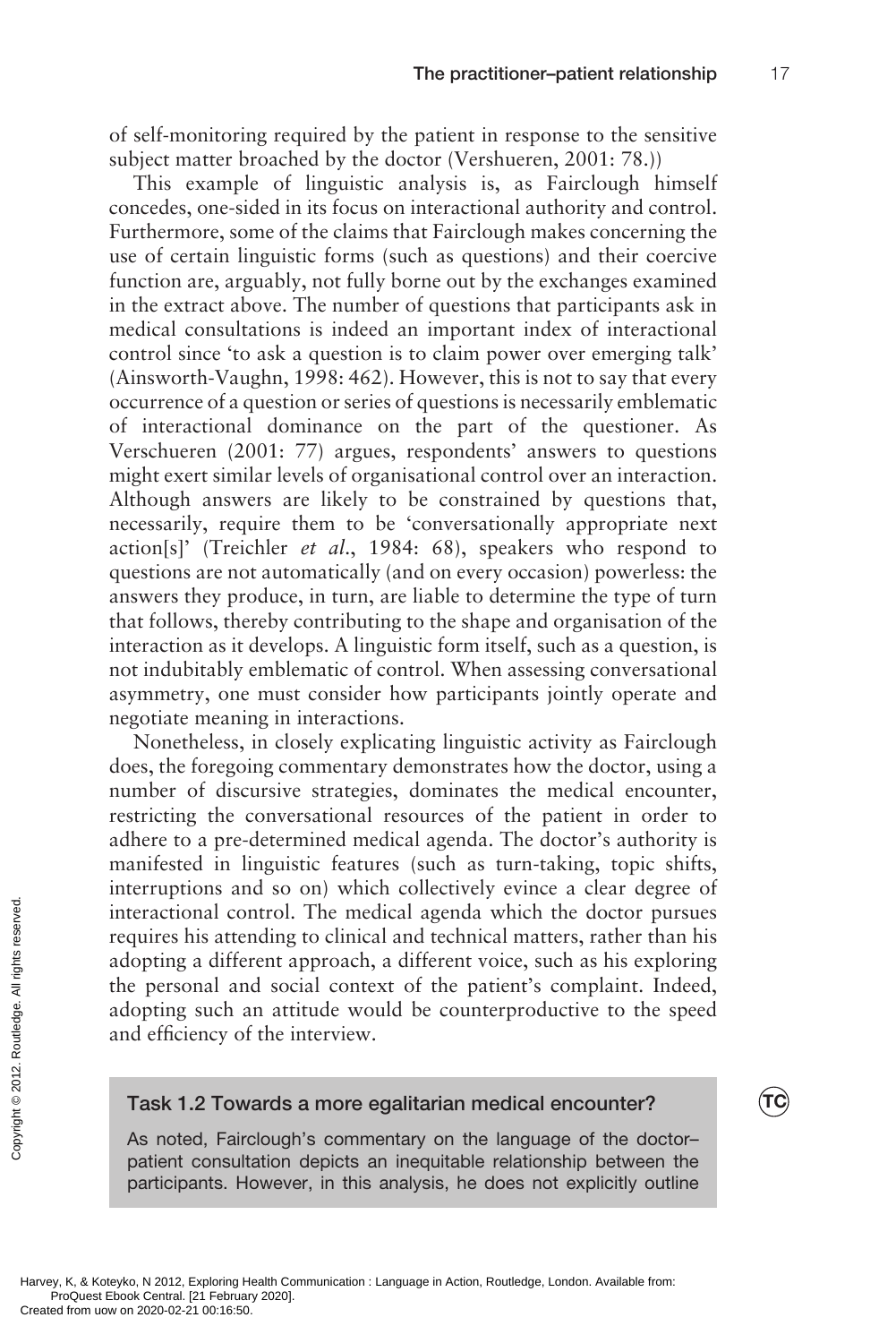of self-monitoring required by the patient in response to the sensitive subject matter broached by the doctor (Vershueren, 2001: 78.))

This example of linguistic analysis is, as Fairclough himself concedes, one-sided in its focus on interactional authority and control. Furthermore, some of the claims that Fairclough makes concerning the use of certain linguistic forms (such as questions) and their coercive function are, arguably, not fully borne out by the exchanges examined in the extract above. The number of questions that participants ask in medical consultations is indeed an important index of interactional control since 'to ask a question is to claim power over emerging talk' (Ainsworth-Vaughn, 1998: 462). However, this is not to say that every occurrence of a question or series of questions is necessarily emblematic of interactional dominance on the part of the questioner. As Verschueren (2001: 77) argues, respondents' answers to questions might exert similar levels of organisational control over an interaction. Although answers are likely to be constrained by questions that, necessarily, require them to be 'conversationally appropriate next action[s]' (Treichler *et al*., 1984: 68), speakers who respond to questions are not automatically (and on every occasion) powerless: the answers they produce, in turn, are liable to determine the type of turn that follows, thereby contributing to the shape and organisation of the interaction as it develops. A linguistic form itself, such as a question, is not indubitably emblematic of control. When assessing conversational asymmetry, one must consider how participants jointly operate and negotiate meaning in interactions.

Nonetheless, in closely explicating linguistic activity as Fairclough does, the foregoing commentary demonstrates how the doctor, using a number of discursive strategies, dominates the medical encounter, restricting the conversational resources of the patient in order to adhere to a pre-determined medical agenda. The doctor's authority is manifested in linguistic features (such as turn-taking, topic shifts, interruptions and so on) which collectively evince a clear degree of interactional control. The medical agenda which the doctor pursues requires his attending to clinical and technical matters, rather than his adopting a different approach, a different voice, such as his exploring the personal and social context of the patient's complaint. Indeed, adopting such an attitude would be counterproductive to the speed and efficiency of the interview.

### Task 1.2 Towards a more egalitarian medical encounter?

As noted, Fairclough's commentary on the language of the doctor–patient consultation depicts an inequitable relationship between the participants. However, in this analysis, he does not explicitly outline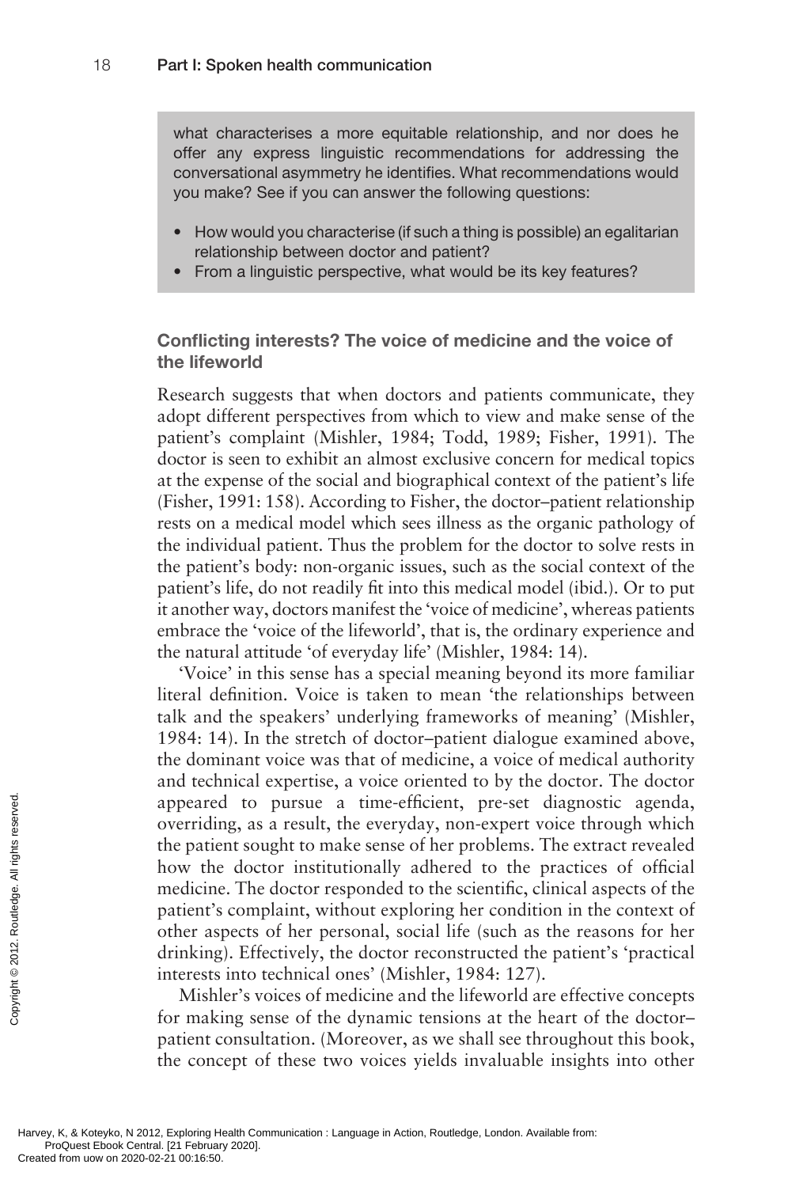what characterises a more equitable relationship, and nor does he offer any express linguistic recommendations for addressing the conversational asymmetry he identifies. What recommendations would you make? See if you can answer the following questions:

- How would you characterise (if such a thing is possible) an egalitarian relationship between doctor and patient?
- From a linguistic perspective, what would be its key features?

### Conflicting interests? The voice of medicine and the voice of the lifeworld

Research suggests that when doctors and patients communicate, they adopt different perspectives from which to view and make sense of the patient's complaint (Mishler, 1984; Todd, 1989; Fisher, 1991). The doctor is seen to exhibit an almost exclusive concern for medical topics at the expense of the social and biographical context of the patient's life (Fisher, 1991: 158). According to Fisher, the doctor–patient relationship rests on a medical model which sees illness as the organic pathology of the individual patient. Thus the problem for the doctor to solve rests in the patient's body: non-organic issues, such as the social context of the patient's life, do not readily fit into this medical model (ibid.). Or to put it another way, doctors manifest the 'voice of medicine', whereas patients embrace the 'voice of the lifeworld', that is, the ordinary experience and the natural attitude 'of everyday life' (Mishler, 1984: 14).

'Voice' in this sense has a special meaning beyond its more familiar literal definition. Voice is taken to mean 'the relationships between talk and the speakers' underlying frameworks of meaning' (Mishler, 1984: 14). In the stretch of doctor–patient dialogue examined above, the dominant voice was that of medicine, a voice of medical authority and technical expertise, a voice oriented to by the doctor. The doctor appeared to pursue a time-efficient, pre-set diagnostic agenda, overriding, as a result, the everyday, non-expert voice through which the patient sought to make sense of her problems. The extract revealed how the doctor institutionally adhered to the practices of official medicine. The doctor responded to the scientific, clinical aspects of the patient's complaint, without exploring her condition in the context of other aspects of her personal, social life (such as the reasons for her drinking). Effectively, the doctor reconstructed the patient's 'practical interests into technical ones' (Mishler, 1984: 127).

Mishler's voices of medicine and the lifeworld are effective concepts for making sense of the dynamic tensions at the heart of the doctor–patient consultation. (Moreover, as we shall see throughout this book, the concept of these two voices yields invaluable insights into other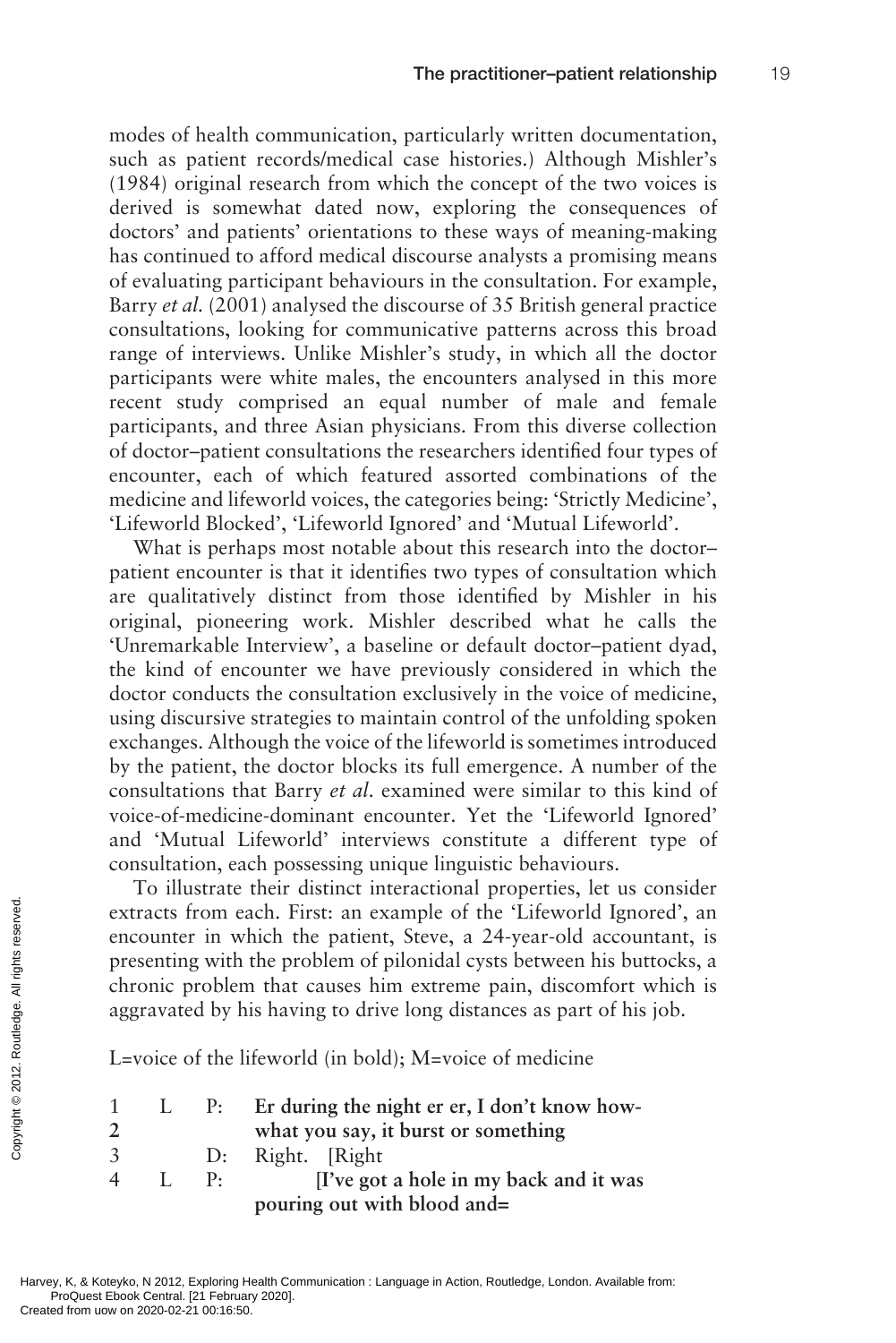modes of health communication, particularly written documentation, such as patient records/medical case histories.) Although Mishler's (1984) original research from which the concept of the two voices is derived is somewhat dated now, exploring the consequences of doctors' and patients' orientations to these ways of meaning-making has continued to afford medical discourse analysts a promising means of evaluating participant behaviours in the consultation. For example, Barry *et al.* (2001) analysed the discourse of 35 British general practice consultations, looking for communicative patterns across this broad range of interviews. Unlike Mishler's study, in which all the doctor participants were white males, the encounters analysed in this more recent study comprised an equal number of male and female participants, and three Asian physicians. From this diverse collection of doctor–patient consultations the researchers identified four types of encounter, each of which featured assorted combinations of the medicine and lifeworld voices, the categories being: 'Strictly Medicine', 'Lifeworld Blocked', 'Lifeworld Ignored' and 'Mutual Lifeworld'.

What is perhaps most notable about this research into the doctor–patient encounter is that it identifies two types of consultation which are qualitatively distinct from those identified by Mishler in his original, pioneering work. Mishler described what he calls the 'Unremarkable Interview', a baseline or default doctor–patient dyad, the kind of encounter we have previously considered in which the doctor conducts the consultation exclusively in the voice of medicine, using discursive strategies to maintain control of the unfolding spoken exchanges. Although the voice of the lifeworld is sometimes introduced by the patient, the doctor blocks its full emergence. A number of the consultations that Barry *et al.* examined were similar to this kind of voice-of-medicine-dominant encounter. Yet the 'Lifeworld Ignored' and 'Mutual Lifeworld' interviews constitute a different type of consultation, each possessing unique linguistic behaviours.

To illustrate their distinct interactional properties, let us consider extracts from each. First: an example of the 'Lifeworld Ignored', an encounter in which the patient, Steve, a 24-year-old accountant, is presenting with the problem of pilonidal cysts between his buttocks, a chronic problem that causes him extreme pain, discomfort which is aggravated by his having to drive long distances as part of his job.

L=voice of the lifeworld (in bold); M=voice of medicine

1 L P: **Er during the night er er, I don't know how-**
2 **what you say, it burst or something**
3 D: Right. [Right
4 L P: **[I've got a hole in my back and it was pouring out with blood and=**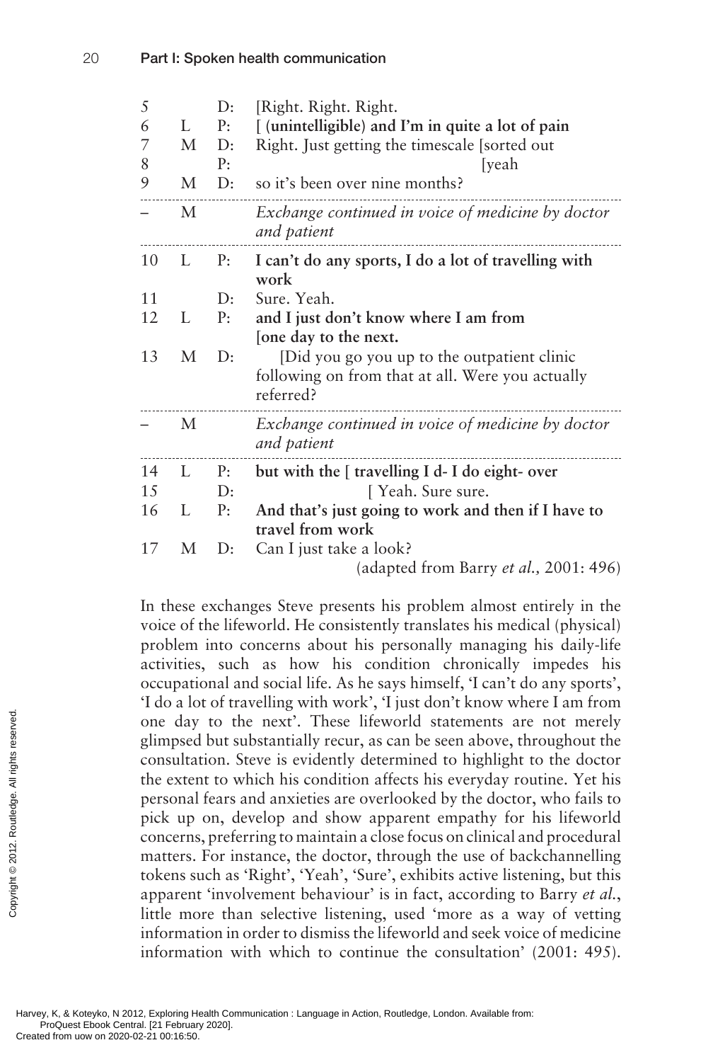| | | | |
|---|---|---|---|
| 5 | | D: | [Right. Right. Right. |
| 6 | L | P: | **[ (unintelligible) and I'm in quite a lot of pain** |
| 7 | M | D: | Right. Just getting the timescale [sorted out |
| 8 | | P: | [yeah |
| 9 | M | D: | so it's been over nine months? |
| – | M | | *Exchange continued in voice of medicine by doctor and patient* |
| 10 | L | P: | **I can't do any sports, I do a lot of travelling with work** |
| 11 | | D: | Sure. Yeah. |
| 12 | L | P: | **and I just don't know where I am from [one day to the next.** |
| 13 | M | D: | [Did you go you up to the outpatient clinic following on from that at all. Were you actually referred? |
| – | M | | *Exchange continued in voice of medicine by doctor and patient* |
| 14 | L | P: | **but with the [ travelling I d- I do eight- over** |
| 15 | | D: | [ Yeah. Sure sure. |
| 16 | L | P: | **And that's just going to work and then if I have to travel from work** |
| 17 | M | D: | Can I just take a look? |

(adapted from Barry *et al.*, 2001: 496)

In these exchanges Steve presents his problem almost entirely in the voice of the lifeworld. He consistently translates his medical (physical) problem into concerns about his personally managing his daily-life activities, such as how his condition chronically impedes his occupational and social life. As he says himself, 'I can't do any sports', 'I do a lot of travelling with work', 'I just don't know where I am from one day to the next'. These lifeworld statements are not merely glimpsed but substantially recur, as can be seen above, throughout the consultation. Steve is evidently determined to highlight to the doctor the extent to which his condition affects his everyday routine. Yet his personal fears and anxieties are overlooked by the doctor, who fails to pick up on, develop and show apparent empathy for his lifeworld concerns, preferring to maintain a close focus on clinical and procedural matters. For instance, the doctor, through the use of backchannelling tokens such as 'Right', 'Yeah', 'Sure', exhibits active listening, but this apparent 'involvement behaviour' is in fact, according to Barry *et al.*, little more than selective listening, used 'more as a way of vetting information in order to dismiss the lifeworld and seek voice of medicine information with which to continue the consultation' (2001: 495).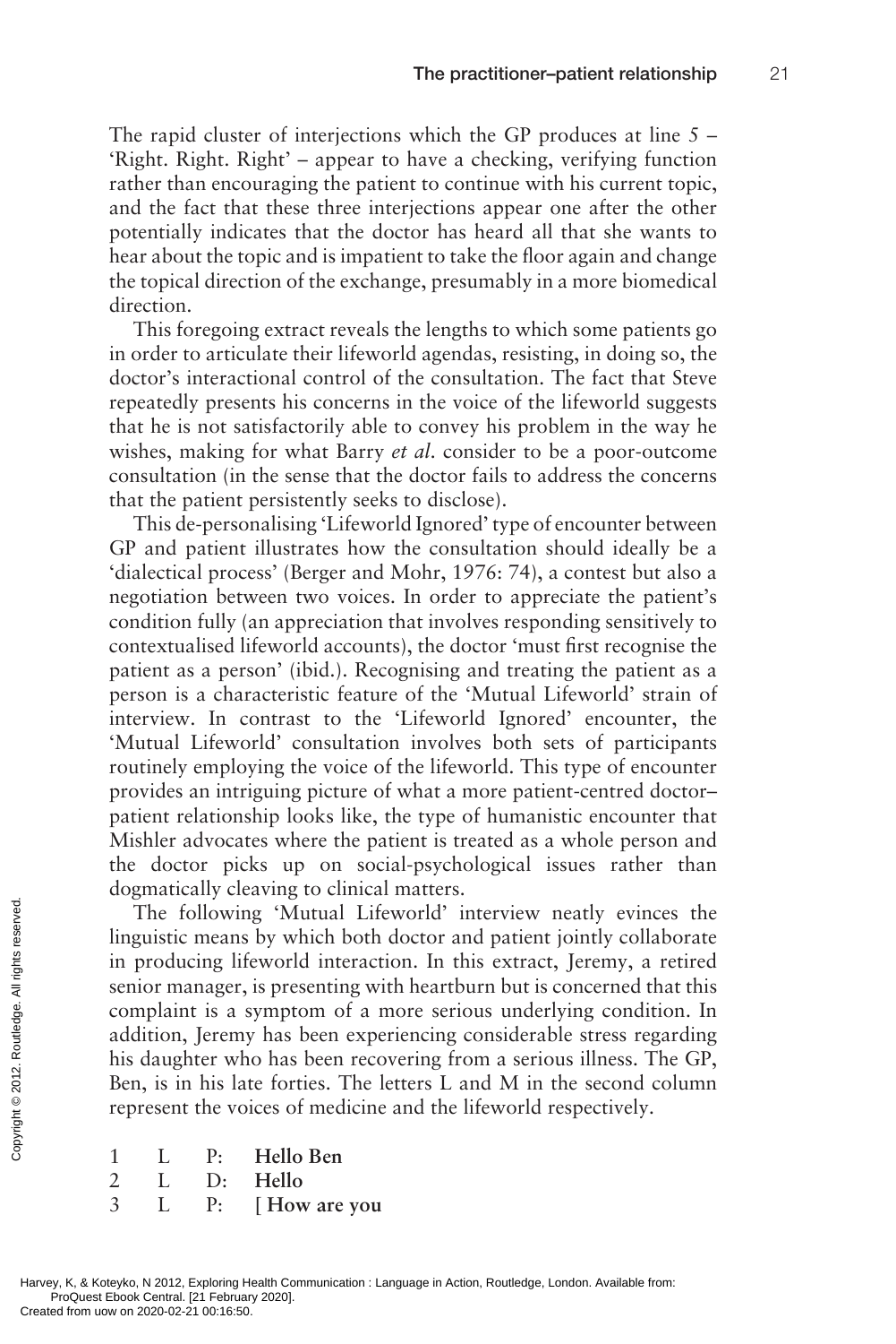The rapid cluster of interjections which the GP produces at line 5 – 'Right. Right. Right' – appear to have a checking, verifying function rather than encouraging the patient to continue with his current topic, and the fact that these three interjections appear one after the other potentially indicates that the doctor has heard all that she wants to hear about the topic and is impatient to take the floor again and change the topical direction of the exchange, presumably in a more biomedical direction.

This foregoing extract reveals the lengths to which some patients go in order to articulate their lifeworld agendas, resisting, in doing so, the doctor's interactional control of the consultation. The fact that Steve repeatedly presents his concerns in the voice of the lifeworld suggests that he is not satisfactorily able to convey his problem in the way he wishes, making for what Barry *et al.* consider to be a poor-outcome consultation (in the sense that the doctor fails to address the concerns that the patient persistently seeks to disclose).

This de-personalising 'Lifeworld Ignored' type of encounter between GP and patient illustrates how the consultation should ideally be a 'dialectical process' (Berger and Mohr, 1976: 74), a contest but also a negotiation between two voices. In order to appreciate the patient's condition fully (an appreciation that involves responding sensitively to contextualised lifeworld accounts), the doctor 'must first recognise the patient as a person' (ibid.). Recognising and treating the patient as a person is a characteristic feature of the 'Mutual Lifeworld' strain of interview. In contrast to the 'Lifeworld Ignored' encounter, the 'Mutual Lifeworld' consultation involves both sets of participants routinely employing the voice of the lifeworld. This type of encounter provides an intriguing picture of what a more patient-centred doctor–patient relationship looks like, the type of humanistic encounter that Mishler advocates where the patient is treated as a whole person and the doctor picks up on social-psychological issues rather than dogmatically cleaving to clinical matters.

The following 'Mutual Lifeworld' interview neatly evinces the linguistic means by which both doctor and patient jointly collaborate in producing lifeworld interaction. In this extract, Jeremy, a retired senior manager, is presenting with heartburn but is concerned that this complaint is a symptom of a more serious underlying condition. In addition, Jeremy has been experiencing considerable stress regarding his daughter who has been recovering from a serious illness. The GP, Ben, is in his late forties. The letters L and M in the second column represent the voices of medicine and the lifeworld respectively.

1 L P: **Hello Ben**
2 L D: **Hello**
3 L P: **[ How are you**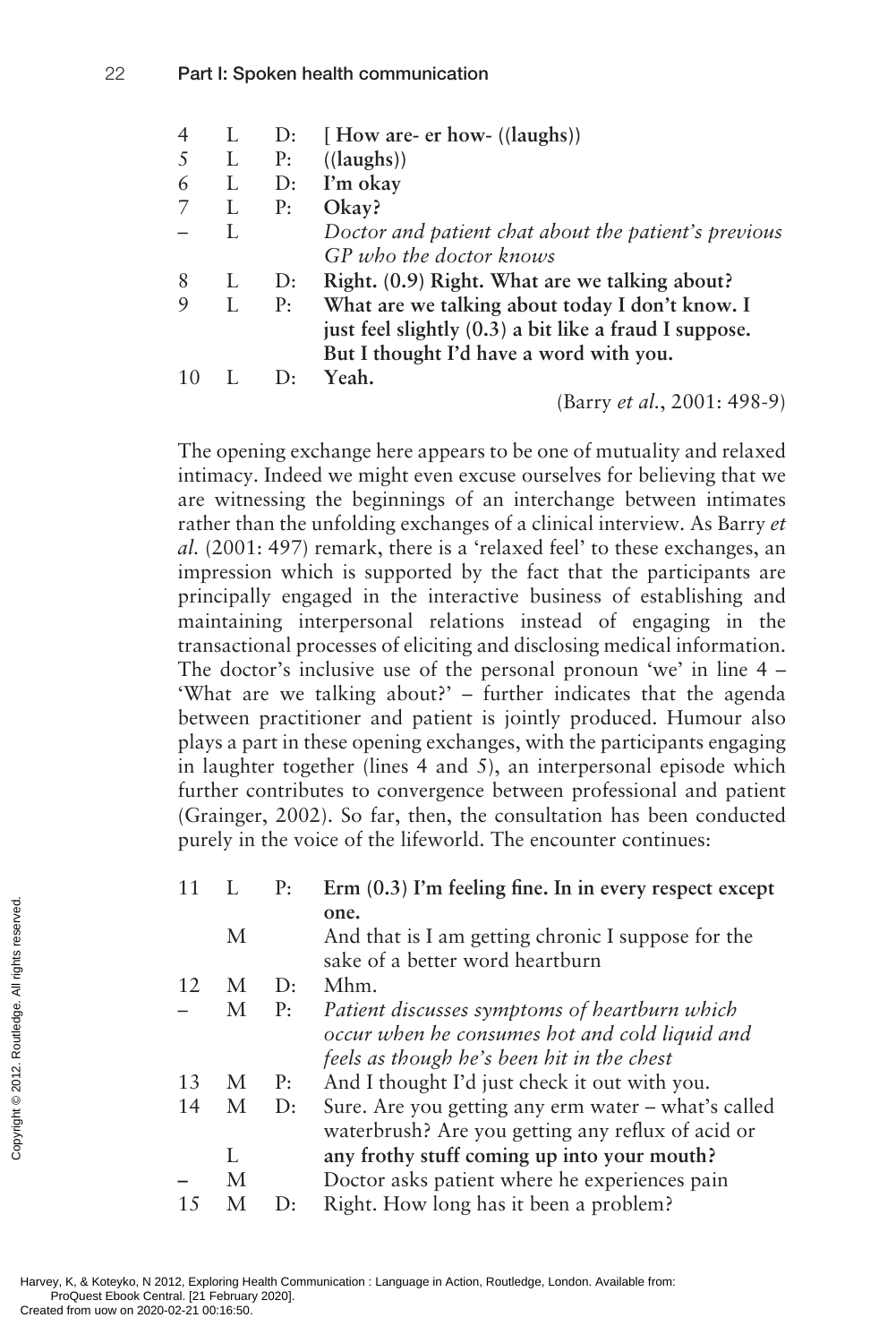| | | | |
|---|---|---|---|
| 4 | L | D: | **[ How are- er how- ((laughs))** |
| 5 | L | P: | **((laughs))** |
| 6 | L | D: | **I'm okay** |
| 7 | L | P: | **Okay?** |
| – | L | | *Doctor and patient chat about the patient's previous GP who the doctor knows* |
| 8 | L | D: | **Right. (0.9) Right. What are we talking about?** |
| 9 | L | P: | **What are we talking about today I don't know. I just feel slightly (0.3) a bit like a fraud I suppose. But I thought I'd have a word with you.** |
| 10 | L | D: | **Yeah.** |

(Barry *et al.*, 2001: 498-9)

The opening exchange here appears to be one of mutuality and relaxed intimacy. Indeed we might even excuse ourselves for believing that we are witnessing the beginnings of an interchange between intimates rather than the unfolding exchanges of a clinical interview. As Barry *et al.* (2001: 497) remark, there is a 'relaxed feel' to these exchanges, an impression which is supported by the fact that the participants are principally engaged in the interactive business of establishing and maintaining interpersonal relations instead of engaging in the transactional processes of eliciting and disclosing medical information. The doctor's inclusive use of the personal pronoun 'we' in line 4 – 'What are we talking about?' – further indicates that the agenda between practitioner and patient is jointly produced. Humour also plays a part in these opening exchanges, with the participants engaging in laughter together (lines 4 and 5), an interpersonal episode which further contributes to convergence between professional and patient (Grainger, 2002). So far, then, the consultation has been conducted purely in the voice of the lifeworld. The encounter continues:

| | | | |
|---|---|---|---|
| 11 | L | P: | **Erm (0.3) I'm feeling fine. In in every respect except one.** |
| | M | | And that is I am getting chronic I suppose for the sake of a better word heartburn |
| 12 | M | D: | Mhm. |
| – | M | P: | *Patient discusses symptoms of heartburn which occur when he consumes hot and cold liquid and feels as though he's been hit in the chest* |
| 13 | M | P: | And I thought I'd just check it out with you. |
| 14 | M | D: | Sure. Are you getting any erm water – what's called waterbrush? Are you getting any reflux of acid or |
| | L | | **any frothy stuff coming up into your mouth?** |
| – | M | | Doctor asks patient where he experiences pain |
| 15 | M | D: | Right. How long has it been a problem? |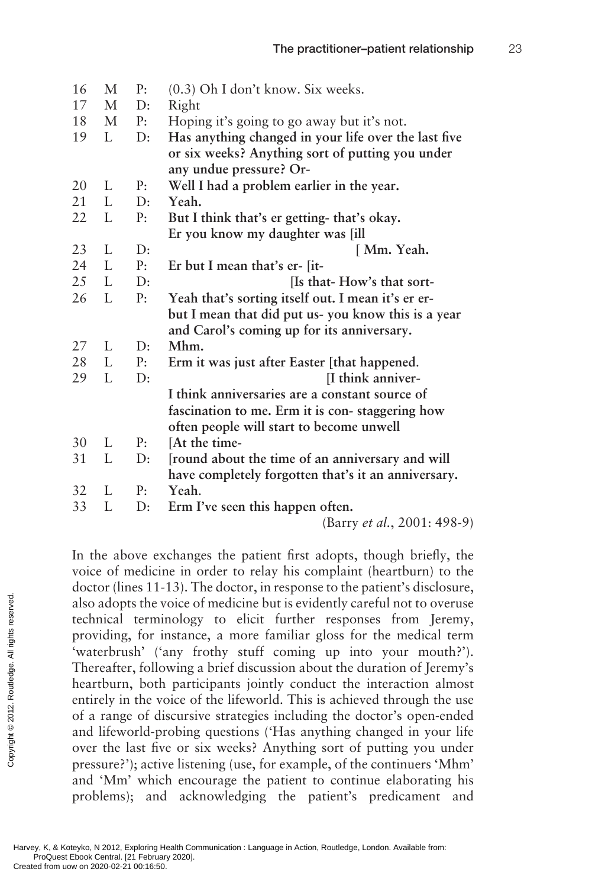| | | | |
|---|---|---|---|
| 16 | M | P: | (0.3) Oh I don't know. Six weeks. |
| 17 | M | D: | Right |
| 18 | M | P: | Hoping it's going to go away but it's not. |
| 19 | L | D: | **Has anything changed in your life over the last five or six weeks? Anything sort of putting you under any undue pressure? Or-** |
| 20 | L | P: | **Well I had a problem earlier in the year.** |
| 21 | L | D: | **Yeah.** |
| 22 | L | P: | **But I think that's er getting- that's okay. Er you know my daughter was [ill** |
| 23 | L | D: | **[ Mm. Yeah.** |
| 24 | L | P: | **Er but I mean that's er- [it-** |
| 25 | L | D: | **[Is that- How's that sort-** |
| 26 | L | P: | **Yeah that's sorting itself out. I mean it's er er- but I mean that did put us- you know this is a year and Carol's coming up for its anniversary.** |
| 27 | L | D: | **Mhm.** |
| 28 | L | P: | **Erm it was just after Easter [that happened.** |
| 29 | L | D: | **[I think anniver- I think anniversaries are a constant source of fascination to me. Erm it is con- staggering how often people will start to become unwell** |
| 30 | L | P: | **[At the time-** |
| 31 | L | D: | **[round about the time of an anniversary and will have completely forgotten that's it an anniversary.** |
| 32 | L | P: | **Yeah.** |
| 33 | L | D: | **Erm I've seen this happen often.** |

(Barry *et al.*, 2001: 498-9)

In the above exchanges the patient first adopts, though briefly, the voice of medicine in order to relay his complaint (heartburn) to the doctor (lines 11-13). The doctor, in response to the patient's disclosure, also adopts the voice of medicine but is evidently careful not to overuse technical terminology to elicit further responses from Jeremy, providing, for instance, a more familiar gloss for the medical term 'waterbrush' ('any frothy stuff coming up into your mouth?'). Thereafter, following a brief discussion about the duration of Jeremy's heartburn, both participants jointly conduct the interaction almost entirely in the voice of the lifeworld. This is achieved through the use of a range of discursive strategies including the doctor's open-ended and lifeworld-probing questions ('Has anything changed in your life over the last five or six weeks? Anything sort of putting you under pressure?'); active listening (use, for example, of the continuers 'Mhm' and 'Mm' which encourage the patient to continue elaborating his problems); and acknowledging the patient's predicament and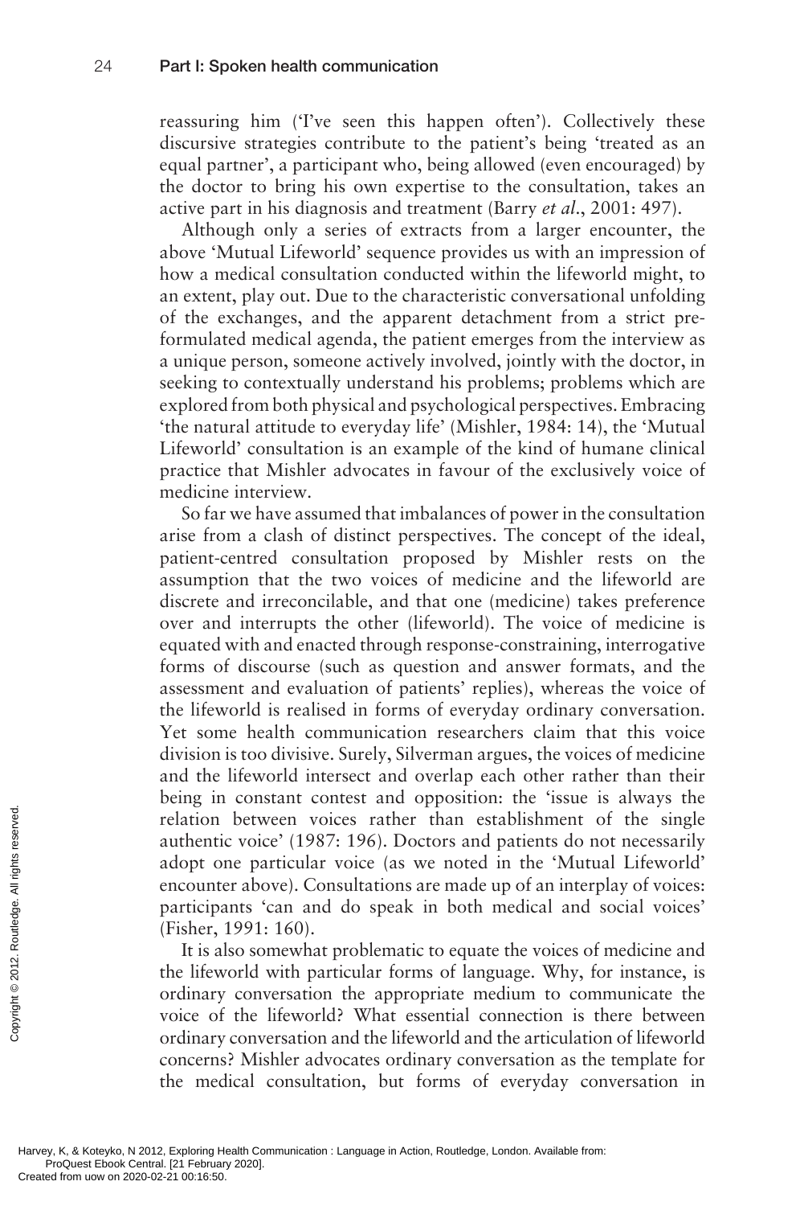reassuring him ('I've seen this happen often'). Collectively these discursive strategies contribute to the patient's being 'treated as an equal partner', a participant who, being allowed (even encouraged) by the doctor to bring his own expertise to the consultation, takes an active part in his diagnosis and treatment (Barry *et al*., 2001: 497).

Although only a series of extracts from a larger encounter, the above 'Mutual Lifeworld' sequence provides us with an impression of how a medical consultation conducted within the lifeworld might, to an extent, play out. Due to the characteristic conversational unfolding of the exchanges, and the apparent detachment from a strict pre-formulated medical agenda, the patient emerges from the interview as a unique person, someone actively involved, jointly with the doctor, in seeking to contextually understand his problems; problems which are explored from both physical and psychological perspectives. Embracing 'the natural attitude to everyday life' (Mishler, 1984: 14), the 'Mutual Lifeworld' consultation is an example of the kind of humane clinical practice that Mishler advocates in favour of the exclusively voice of medicine interview.

So far we have assumed that imbalances of power in the consultation arise from a clash of distinct perspectives. The concept of the ideal, patient-centred consultation proposed by Mishler rests on the assumption that the two voices of medicine and the lifeworld are discrete and irreconcilable, and that one (medicine) takes preference over and interrupts the other (lifeworld). The voice of medicine is equated with and enacted through response-constraining, interrogative forms of discourse (such as question and answer formats, and the assessment and evaluation of patients' replies), whereas the voice of the lifeworld is realised in forms of everyday ordinary conversation. Yet some health communication researchers claim that this voice division is too divisive. Surely, Silverman argues, the voices of medicine and the lifeworld intersect and overlap each other rather than their being in constant contest and opposition: the 'issue is always the relation between voices rather than establishment of the single authentic voice' (1987: 196). Doctors and patients do not necessarily adopt one particular voice (as we noted in the 'Mutual Lifeworld' encounter above). Consultations are made up of an interplay of voices: participants 'can and do speak in both medical and social voices' (Fisher, 1991: 160).

It is also somewhat problematic to equate the voices of medicine and the lifeworld with particular forms of language. Why, for instance, is ordinary conversation the appropriate medium to communicate the voice of the lifeworld? What essential connection is there between ordinary conversation and the lifeworld and the articulation of lifeworld concerns? Mishler advocates ordinary conversation as the template for the medical consultation, but forms of everyday conversation in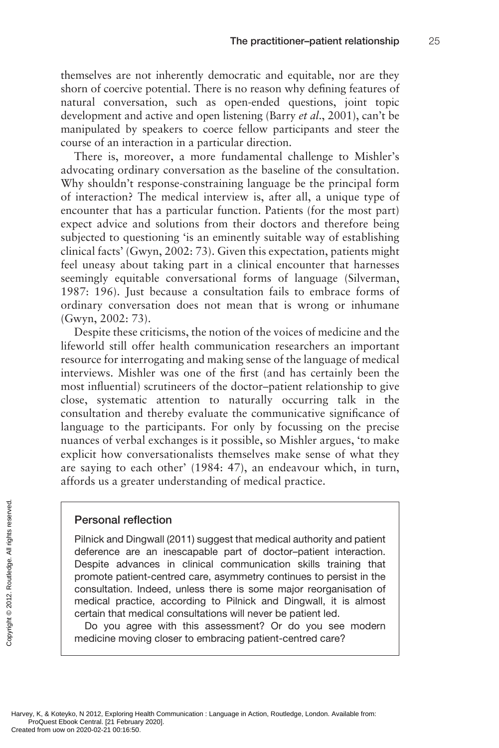themselves are not inherently democratic and equitable, nor are they shorn of coercive potential. There is no reason why defining features of natural conversation, such as open-ended questions, joint topic development and active and open listening (Barry *et al*., 2001), can't be manipulated by speakers to coerce fellow participants and steer the course of an interaction in a particular direction.

There is, moreover, a more fundamental challenge to Mishler's advocating ordinary conversation as the baseline of the consultation. Why shouldn't response-constraining language be the principal form of interaction? The medical interview is, after all, a unique type of encounter that has a particular function. Patients (for the most part) expect advice and solutions from their doctors and therefore being subjected to questioning 'is an eminently suitable way of establishing clinical facts' (Gwyn, 2002: 73). Given this expectation, patients might feel uneasy about taking part in a clinical encounter that harnesses seemingly equitable conversational forms of language (Silverman, 1987: 196). Just because a consultation fails to embrace forms of ordinary conversation does not mean that is wrong or inhumane (Gwyn, 2002: 73).

Despite these criticisms, the notion of the voices of medicine and the lifeworld still offer health communication researchers an important resource for interrogating and making sense of the language of medical interviews. Mishler was one of the first (and has certainly been the most influential) scrutineers of the doctor–patient relationship to give close, systematic attention to naturally occurring talk in the consultation and thereby evaluate the communicative significance of language to the participants. For only by focussing on the precise nuances of verbal exchanges is it possible, so Mishler argues, 'to make explicit how conversationalists themselves make sense of what they are saying to each other' (1984: 47), an endeavour which, in turn, affords us a greater understanding of medical practice.

### Personal reflection

Pilnick and Dingwall (2011) suggest that medical authority and patient deference are an inescapable part of doctor–patient interaction. Despite advances in clinical communication skills training that promote patient-centred care, asymmetry continues to persist in the consultation. Indeed, unless there is some major reorganisation of medical practice, according to Pilnick and Dingwall, it is almost certain that medical consultations will never be patient led.

Do you agree with this assessment? Or do you see modern medicine moving closer to embracing patient-centred care?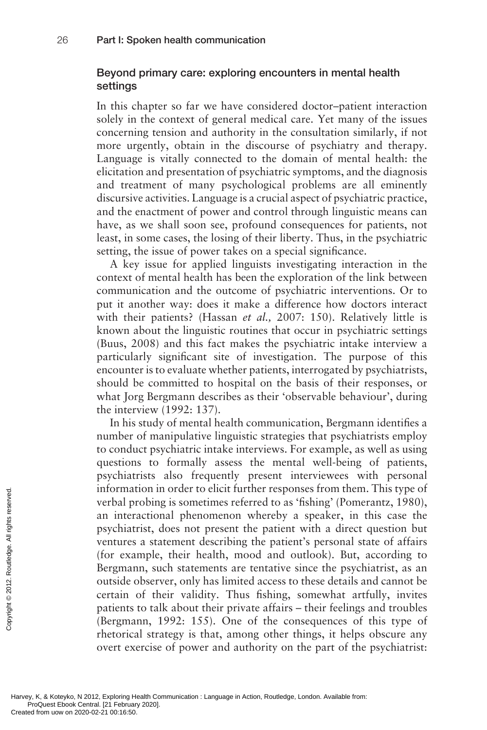## Beyond primary care: exploring encounters in mental health settings

In this chapter so far we have considered doctor–patient interaction solely in the context of general medical care. Yet many of the issues concerning tension and authority in the consultation similarly, if not more urgently, obtain in the discourse of psychiatry and therapy. Language is vitally connected to the domain of mental health: the elicitation and presentation of psychiatric symptoms, and the diagnosis and treatment of many psychological problems are all eminently discursive activities. Language is a crucial aspect of psychiatric practice, and the enactment of power and control through linguistic means can have, as we shall soon see, profound consequences for patients, not least, in some cases, the losing of their liberty. Thus, in the psychiatric setting, the issue of power takes on a special significance.

A key issue for applied linguists investigating interaction in the context of mental health has been the exploration of the link between communication and the outcome of psychiatric interventions. Or to put it another way: does it make a difference how doctors interact with their patients? (Hassan *et al.,* 2007: 150). Relatively little is known about the linguistic routines that occur in psychiatric settings (Buus, 2008) and this fact makes the psychiatric intake interview a particularly significant site of investigation. The purpose of this encounter is to evaluate whether patients, interrogated by psychiatrists, should be committed to hospital on the basis of their responses, or what Jorg Bergmann describes as their 'observable behaviour', during the interview (1992: 137).

In his study of mental health communication, Bergmann identifies a number of manipulative linguistic strategies that psychiatrists employ to conduct psychiatric intake interviews. For example, as well as using questions to formally assess the mental well-being of patients, psychiatrists also frequently present interviewees with personal information in order to elicit further responses from them. This type of verbal probing is sometimes referred to as 'fishing' (Pomerantz, 1980), an interactional phenomenon whereby a speaker, in this case the psychiatrist, does not present the patient with a direct question but ventures a statement describing the patient's personal state of affairs (for example, their health, mood and outlook). But, according to Bergmann, such statements are tentative since the psychiatrist, as an outside observer, only has limited access to these details and cannot be certain of their validity. Thus fishing, somewhat artfully, invites patients to talk about their private affairs – their feelings and troubles (Bergmann, 1992: 155). One of the consequences of this type of rhetorical strategy is that, among other things, it helps obscure any overt exercise of power and authority on the part of the psychiatrist: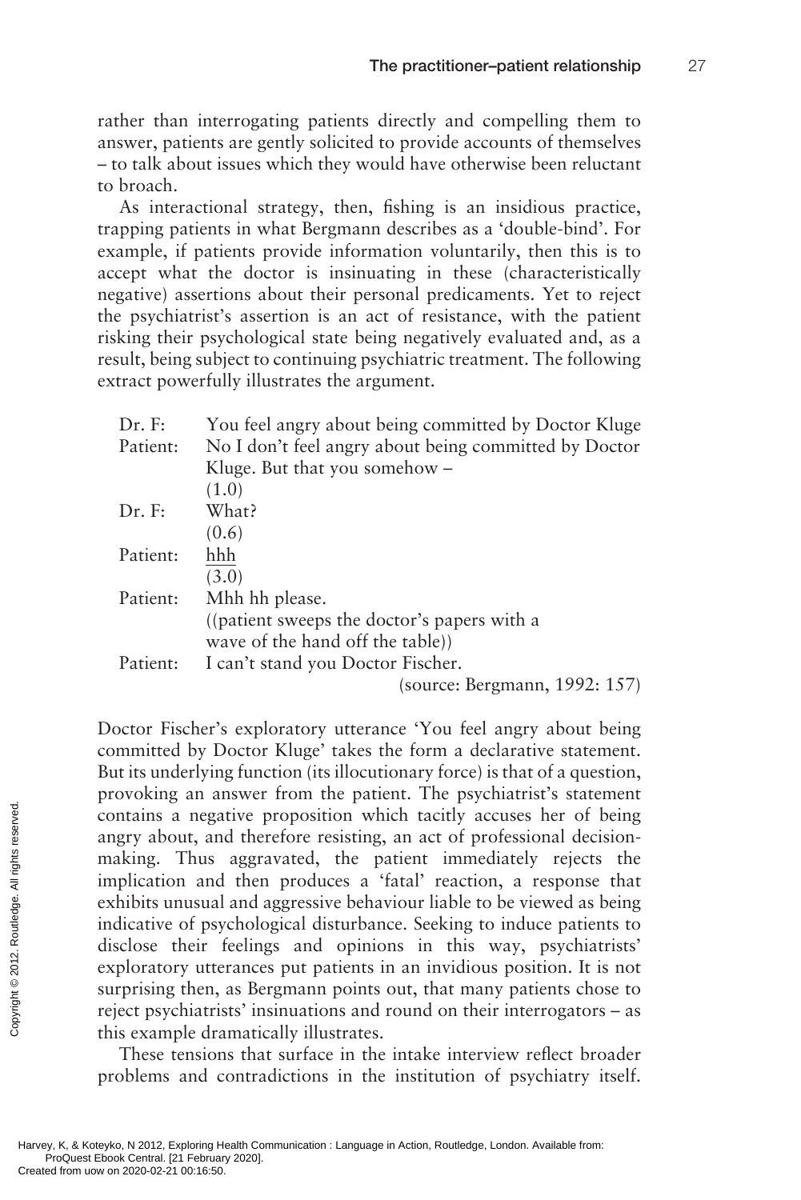rather than interrogating patients directly and compelling them to answer, patients are gently solicited to provide accounts of themselves – to talk about issues which they would have otherwise been reluctant to broach.

As interactional strategy, then, fishing is an insidious practice, trapping patients in what Bergmann describes as a 'double-bind'. For example, if patients provide information voluntarily, then this is to accept what the doctor is insinuating in these (characteristically negative) assertions about their personal predicaments. Yet to reject the psychiatrist's assertion is an act of resistance, with the patient risking their psychological state being negatively evaluated and, as a result, being subject to continuing psychiatric treatment. The following extract powerfully illustrates the argument.

| | |
|---|---|
| Dr. F: | You feel angry about being committed by Doctor Kluge |
| Patient: | No I don't feel angry about being committed by Doctor Kluge. But that you somehow – |
| | (1.0) |
| Dr. F: | What? |
| | (0.6) |
| Patient: | hhh |
| | (3.0) |
| Patient: | Mhh hh please. |
| | ((patient sweeps the doctor's papers with a wave of the hand off the table)) |
| Patient: | I can't stand you Doctor Fischer. |

(source: Bergmann, 1992: 157)

Doctor Fischer's exploratory utterance 'You feel angry about being committed by Doctor Kluge' takes the form a declarative statement. But its underlying function (its illocutionary force) is that of a question, provoking an answer from the patient. The psychiatrist's statement contains a negative proposition which tacitly accuses her of being angry about, and therefore resisting, an act of professional decision-making. Thus aggravated, the patient immediately rejects the implication and then produces a 'fatal' reaction, a response that exhibits unusual and aggressive behaviour liable to be viewed as being indicative of psychological disturbance. Seeking to induce patients to disclose their feelings and opinions in this way, psychiatrists' exploratory utterances put patients in an invidious position. It is not surprising then, as Bergmann points out, that many patients chose to reject psychiatrists' insinuations and round on their interrogators – as this example dramatically illustrates.

These tensions that surface in the intake interview reflect broader problems and contradictions in the institution of psychiatry itself.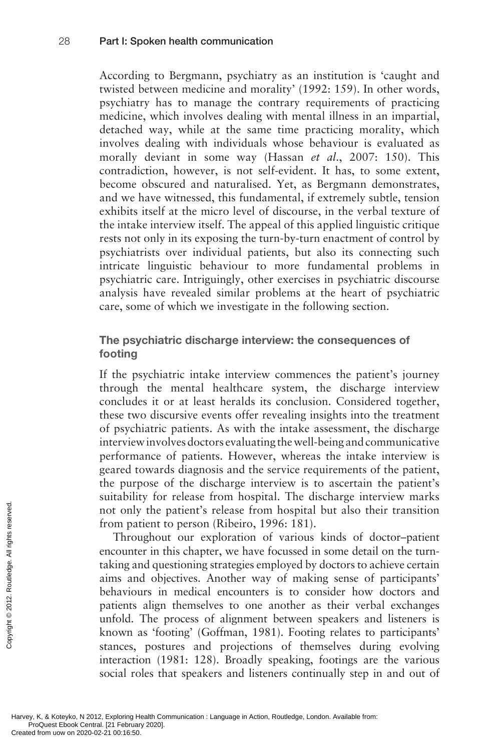According to Bergmann, psychiatry as an institution is 'caught and twisted between medicine and morality' (1992: 159). In other words, psychiatry has to manage the contrary requirements of practicing medicine, which involves dealing with mental illness in an impartial, detached way, while at the same time practicing morality, which involves dealing with individuals whose behaviour is evaluated as morally deviant in some way (Hassan *et al*., 2007: 150). This contradiction, however, is not self-evident. It has, to some extent, become obscured and naturalised. Yet, as Bergmann demonstrates, and we have witnessed, this fundamental, if extremely subtle, tension exhibits itself at the micro level of discourse, in the verbal texture of the intake interview itself. The appeal of this applied linguistic critique rests not only in its exposing the turn-by-turn enactment of control by psychiatrists over individual patients, but also its connecting such intricate linguistic behaviour to more fundamental problems in psychiatric care. Intriguingly, other exercises in psychiatric discourse analysis have revealed similar problems at the heart of psychiatric care, some of which we investigate in the following section.

### The psychiatric discharge interview: the consequences of footing

If the psychiatric intake interview commences the patient's journey through the mental healthcare system, the discharge interview concludes it or at least heralds its conclusion. Considered together, these two discursive events offer revealing insights into the treatment of psychiatric patients. As with the intake assessment, the discharge interview involves doctors evaluating the well-being and communicative performance of patients. However, whereas the intake interview is geared towards diagnosis and the service requirements of the patient, the purpose of the discharge interview is to ascertain the patient's suitability for release from hospital. The discharge interview marks not only the patient's release from hospital but also their transition from patient to person (Ribeiro, 1996: 181).

Throughout our exploration of various kinds of doctor–patient encounter in this chapter, we have focussed in some detail on the turn-taking and questioning strategies employed by doctors to achieve certain aims and objectives. Another way of making sense of participants' behaviours in medical encounters is to consider how doctors and patients align themselves to one another as their verbal exchanges unfold. The process of alignment between speakers and listeners is known as 'footing' (Goffman, 1981). Footing relates to participants' stances, postures and projections of themselves during evolving interaction (1981: 128). Broadly speaking, footings are the various social roles that speakers and listeners continually step in and out of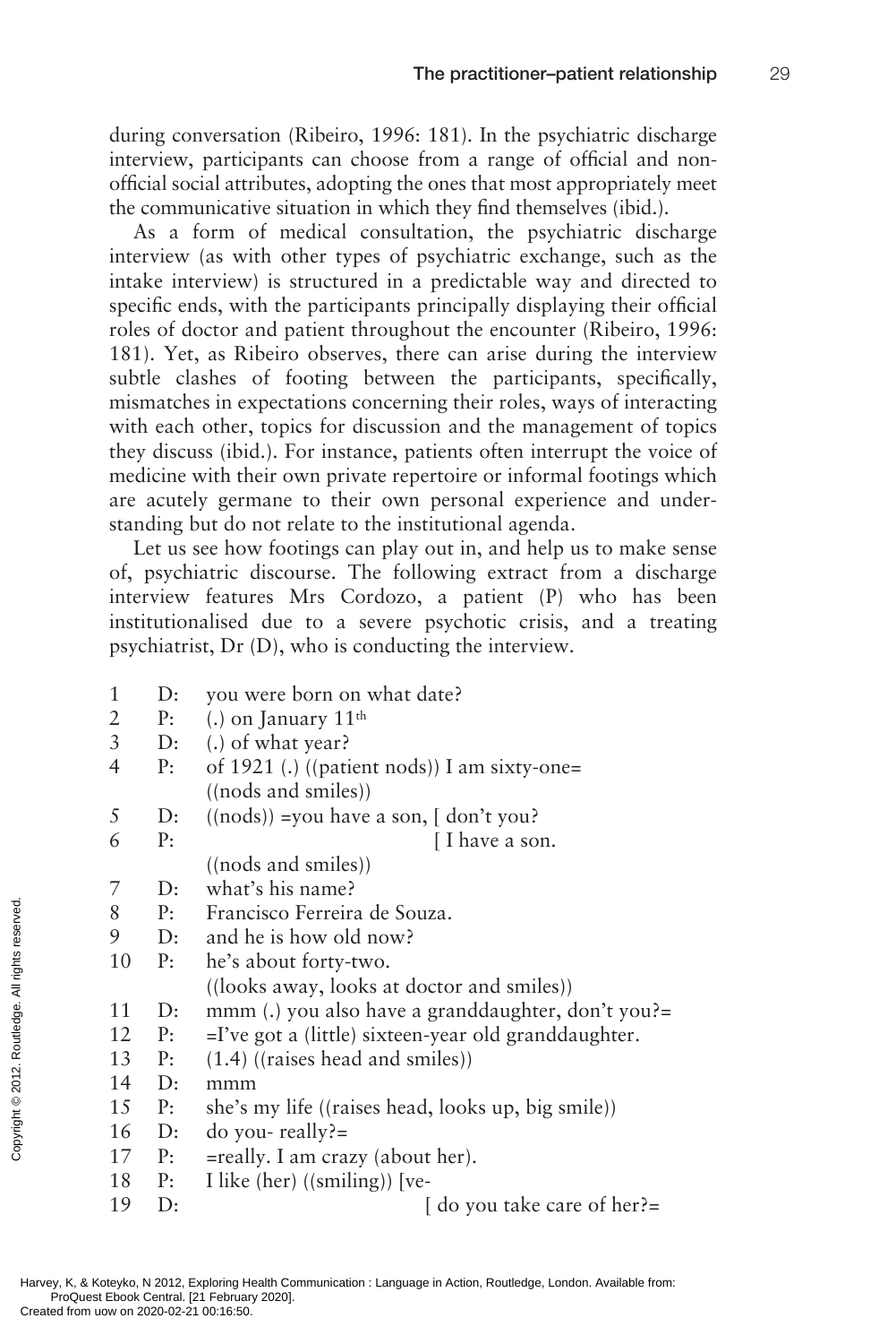during conversation (Ribeiro, 1996: 181). In the psychiatric discharge interview, participants can choose from a range of official and non-official social attributes, adopting the ones that most appropriately meet the communicative situation in which they find themselves (ibid.).

As a form of medical consultation, the psychiatric discharge interview (as with other types of psychiatric exchange, such as the intake interview) is structured in a predictable way and directed to specific ends, with the participants principally displaying their official roles of doctor and patient throughout the encounter (Ribeiro, 1996: 181). Yet, as Ribeiro observes, there can arise during the interview subtle clashes of footing between the participants, specifically, mismatches in expectations concerning their roles, ways of interacting with each other, topics for discussion and the management of topics they discuss (ibid.). For instance, patients often interrupt the voice of medicine with their own private repertoire or informal footings which are acutely germane to their own personal experience and understanding but do not relate to the institutional agenda.

Let us see how footings can play out in, and help us to make sense of, psychiatric discourse. The following extract from a discharge interview features Mrs Cordozo, a patient (P) who has been institutionalised due to a severe psychotic crisis, and a treating psychiatrist, Dr (D), who is conducting the interview.

```
1   D:  you were born on what date?
2   P:  (.) on January 11th
3   D:  (.) of what year?
4   P:  of 1921 (.) ((patient nods)) I am sixty-one=
        ((nods and smiles))
5   D:  ((nods)) =you have a son, [ don't you?
6   P:                            [ I have a son.
        ((nods and smiles))
7   D:  what's his name?
8   P:  Francisco Ferreira de Souza.
9   D:  and he is how old now?
10  P:  he's about forty-two.
        ((looks away, looks at doctor and smiles))
11  D:  mmm (.) you also have a granddaughter, don't you?=
12  P:  =I've got a (little) sixteen-year old granddaughter.
13  P:  (1.4) ((raises head and smiles))
14  D:  mmm
15  P:  she's my life ((raises head, looks up, big smile))
16  D:  do you- really?=
17  P:  =really. I am crazy (about her).
18  P:  I like (her) ((smiling)) [ve-
19  D:                           [ do you take care of her?=
```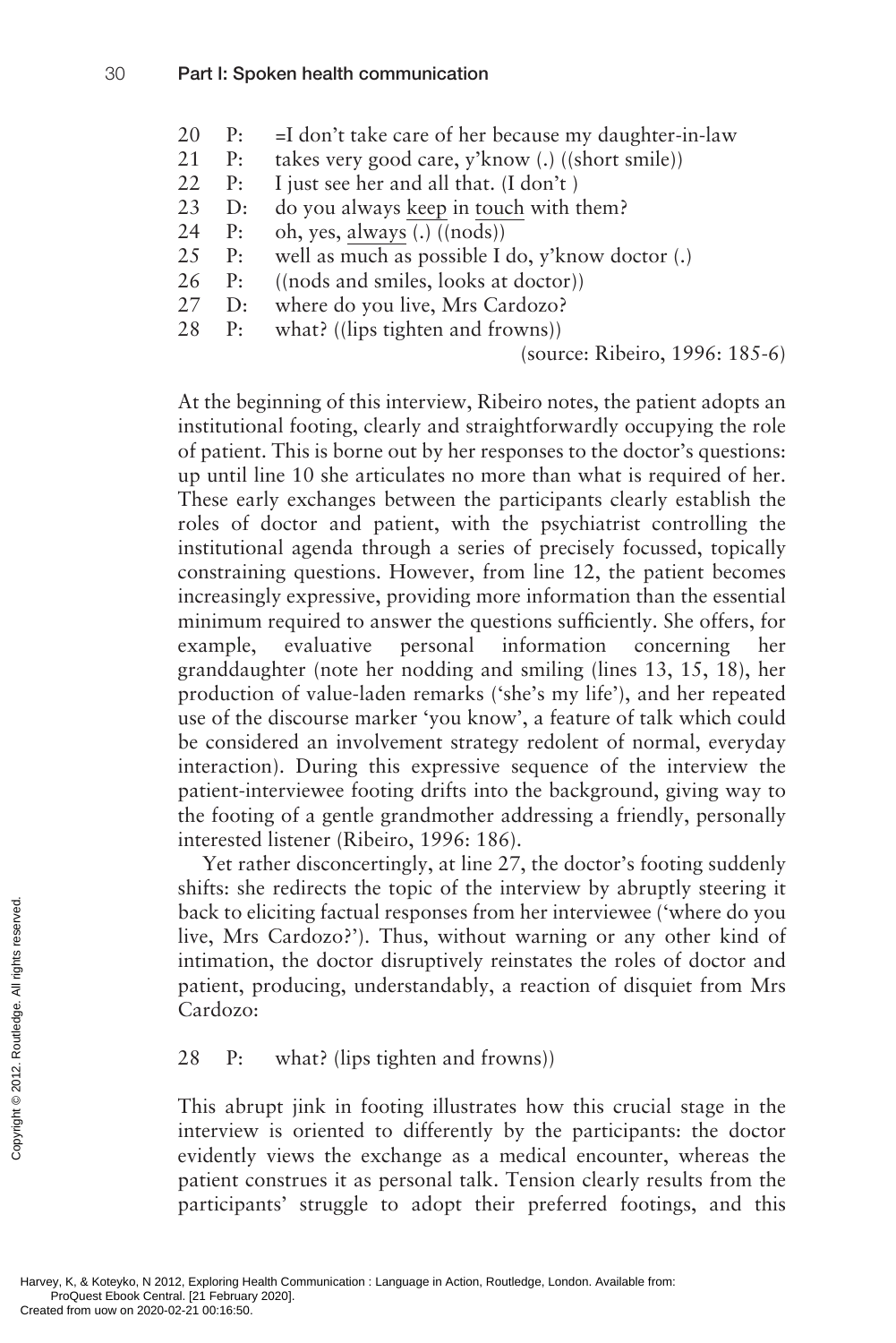20 P: =I don't take care of her because my daughter-in-law
21 P: takes very good care, y'know (.) ((short smile))
22 P: I just see her and all that. (I don't )
23 D: do you always <u>keep</u> in <u>touch</u> with them?
24 P: oh, yes, <u>always</u> (.) ((nods))
25 P: well as much as possible I do, y'know doctor (.)
26 P: ((nods and smiles, looks at doctor))
27 D: where do you live, Mrs Cardozo?
28 P: what? ((lips tighten and frowns))

(source: Ribeiro, 1996: 185-6)

At the beginning of this interview, Ribeiro notes, the patient adopts an institutional footing, clearly and straightforwardly occupying the role of patient. This is borne out by her responses to the doctor's questions: up until line 10 she articulates no more than what is required of her. These early exchanges between the participants clearly establish the roles of doctor and patient, with the psychiatrist controlling the institutional agenda through a series of precisely focussed, topically constraining questions. However, from line 12, the patient becomes increasingly expressive, providing more information than the essential minimum required to answer the questions sufficiently. She offers, for example, evaluative personal information concerning her granddaughter (note her nodding and smiling (lines 13, 15, 18), her production of value-laden remarks ('she's my life'), and her repeated use of the discourse marker 'you know', a feature of talk which could be considered an involvement strategy redolent of normal, everyday interaction). During this expressive sequence of the interview the patient-interviewee footing drifts into the background, giving way to the footing of a gentle grandmother addressing a friendly, personally interested listener (Ribeiro, 1996: 186).

Yet rather disconcertingly, at line 27, the doctor's footing suddenly shifts: she redirects the topic of the interview by abruptly steering it back to eliciting factual responses from her interviewee ('where do you live, Mrs Cardozo?'). Thus, without warning or any other kind of intimation, the doctor disruptively reinstates the roles of doctor and patient, producing, understandably, a reaction of disquiet from Mrs Cardozo:

28 P: what? (lips tighten and frowns))

This abrupt jink in footing illustrates how this crucial stage in the interview is oriented to differently by the participants: the doctor evidently views the exchange as a medical encounter, whereas the patient construes it as personal talk. Tension clearly results from the participants' struggle to adopt their preferred footings, and this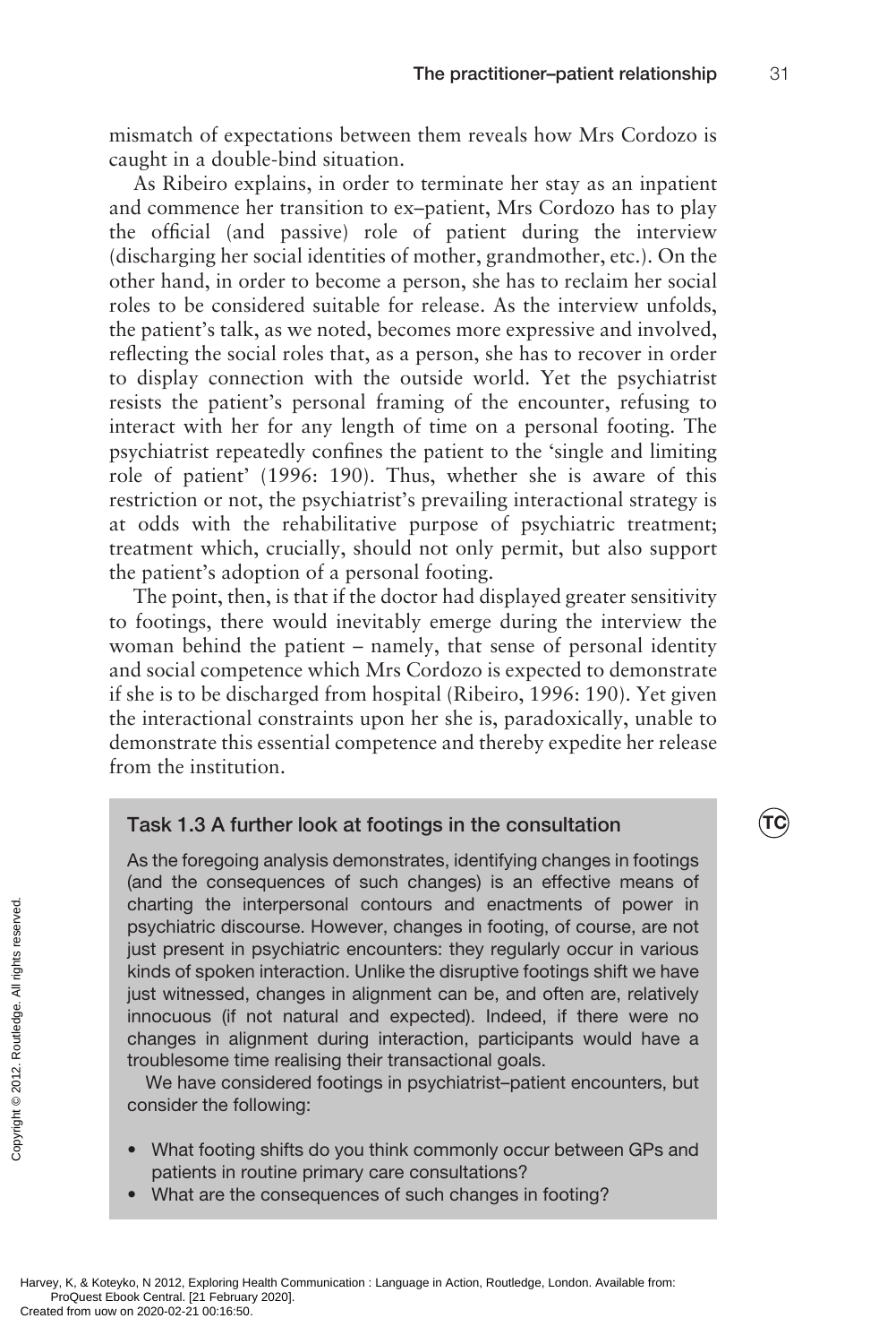mismatch of expectations between them reveals how Mrs Cordozo is caught in a double-bind situation.

As Ribeiro explains, in order to terminate her stay as an inpatient and commence her transition to ex–patient, Mrs Cordozo has to play the official (and passive) role of patient during the interview (discharging her social identities of mother, grandmother, etc.). On the other hand, in order to become a person, she has to reclaim her social roles to be considered suitable for release. As the interview unfolds, the patient's talk, as we noted, becomes more expressive and involved, reflecting the social roles that, as a person, she has to recover in order to display connection with the outside world. Yet the psychiatrist resists the patient's personal framing of the encounter, refusing to interact with her for any length of time on a personal footing. The psychiatrist repeatedly confines the patient to the 'single and limiting role of patient' (1996: 190). Thus, whether she is aware of this restriction or not, the psychiatrist's prevailing interactional strategy is at odds with the rehabilitative purpose of psychiatric treatment; treatment which, crucially, should not only permit, but also support the patient's adoption of a personal footing.

The point, then, is that if the doctor had displayed greater sensitivity to footings, there would inevitably emerge during the interview the woman behind the patient – namely, that sense of personal identity and social competence which Mrs Cordozo is expected to demonstrate if she is to be discharged from hospital (Ribeiro, 1996: 190). Yet given the interactional constraints upon her she is, paradoxically, unable to demonstrate this essential competence and thereby expedite her release from the institution.

### Task 1.3 A further look at footings in the consultation

TC

As the foregoing analysis demonstrates, identifying changes in footings (and the consequences of such changes) is an effective means of charting the interpersonal contours and enactments of power in psychiatric discourse. However, changes in footing, of course, are not just present in psychiatric encounters: they regularly occur in various kinds of spoken interaction. Unlike the disruptive footings shift we have just witnessed, changes in alignment can be, and often are, relatively innocuous (if not natural and expected). Indeed, if there were no changes in alignment during interaction, participants would have a troublesome time realising their transactional goals.

We have considered footings in psychiatrist–patient encounters, but consider the following:

- What footing shifts do you think commonly occur between GPs and patients in routine primary care consultations?
- What are the consequences of such changes in footing?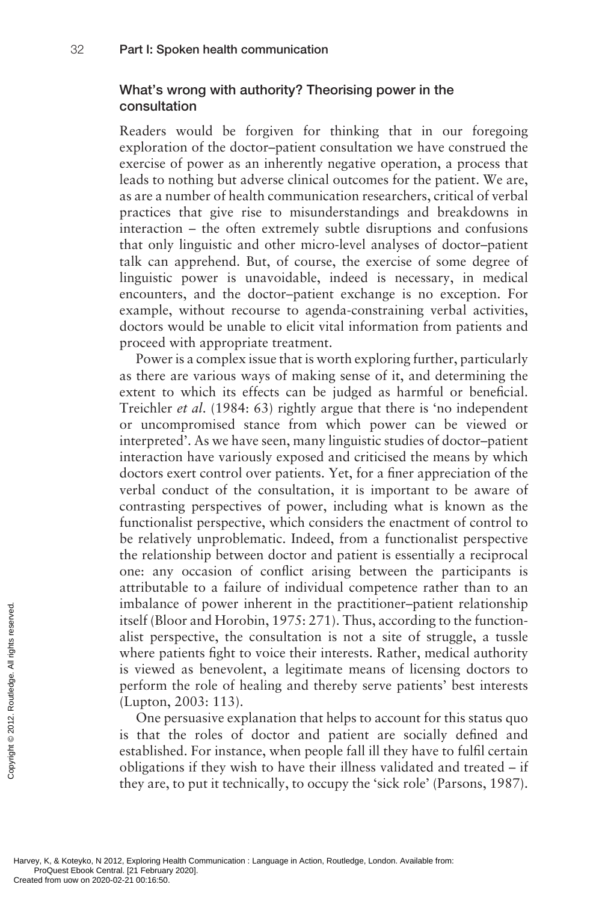## What's wrong with authority? Theorising power in the consultation

Readers would be forgiven for thinking that in our foregoing exploration of the doctor–patient consultation we have construed the exercise of power as an inherently negative operation, a process that leads to nothing but adverse clinical outcomes for the patient. We are, as are a number of health communication researchers, critical of verbal practices that give rise to misunderstandings and breakdowns in interaction – the often extremely subtle disruptions and confusions that only linguistic and other micro-level analyses of doctor–patient talk can apprehend. But, of course, the exercise of some degree of linguistic power is unavoidable, indeed is necessary, in medical encounters, and the doctor–patient exchange is no exception. For example, without recourse to agenda-constraining verbal activities, doctors would be unable to elicit vital information from patients and proceed with appropriate treatment.

Power is a complex issue that is worth exploring further, particularly as there are various ways of making sense of it, and determining the extent to which its effects can be judged as harmful or beneficial. Treichler *et al.* (1984: 63) rightly argue that there is 'no independent or uncompromised stance from which power can be viewed or interpreted'. As we have seen, many linguistic studies of doctor–patient interaction have variously exposed and criticised the means by which doctors exert control over patients. Yet, for a finer appreciation of the verbal conduct of the consultation, it is important to be aware of contrasting perspectives of power, including what is known as the functionalist perspective, which considers the enactment of control to be relatively unproblematic. Indeed, from a functionalist perspective the relationship between doctor and patient is essentially a reciprocal one: any occasion of conflict arising between the participants is attributable to a failure of individual competence rather than to an imbalance of power inherent in the practitioner–patient relationship itself (Bloor and Horobin, 1975: 271). Thus, according to the functionalist perspective, the consultation is not a site of struggle, a tussle where patients fight to voice their interests. Rather, medical authority is viewed as benevolent, a legitimate means of licensing doctors to perform the role of healing and thereby serve patients' best interests (Lupton, 2003: 113).

One persuasive explanation that helps to account for this status quo is that the roles of doctor and patient are socially defined and established. For instance, when people fall ill they have to fulfil certain obligations if they wish to have their illness validated and treated – if they are, to put it technically, to occupy the 'sick role' (Parsons, 1987).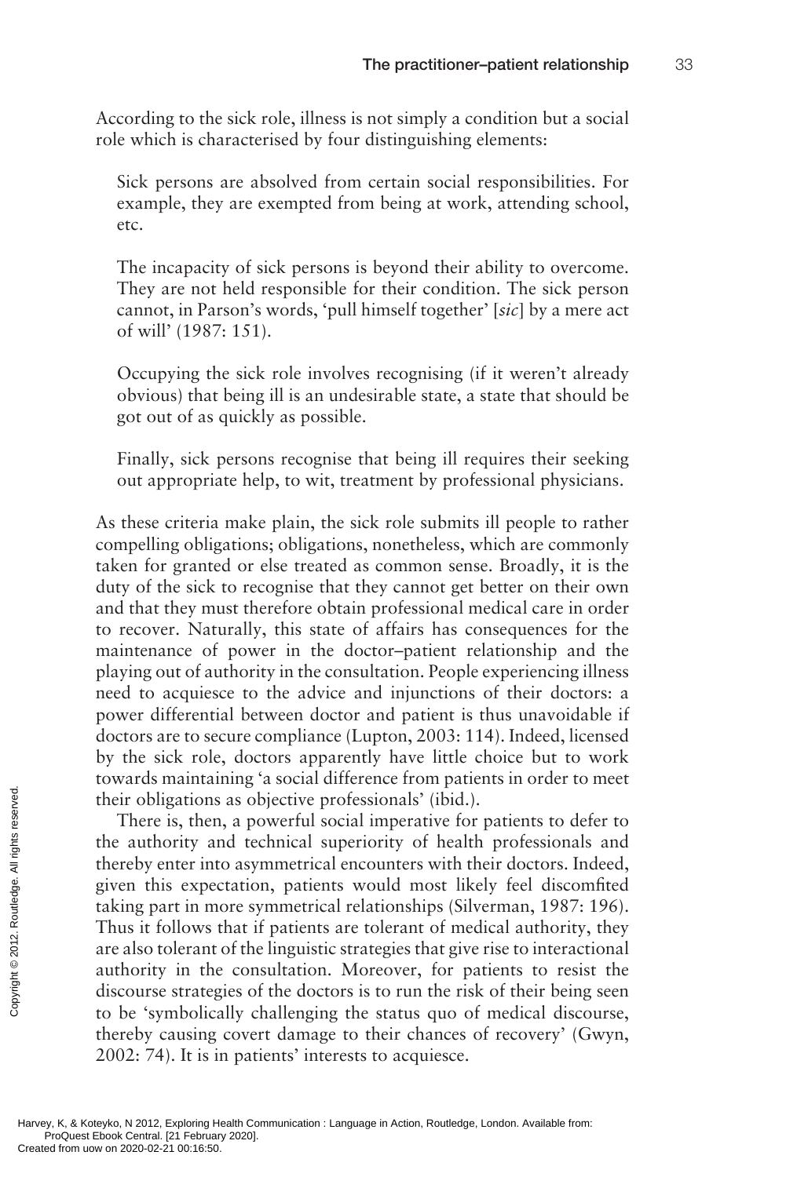According to the sick role, illness is not simply a condition but a social role which is characterised by four distinguishing elements:

Sick persons are absolved from certain social responsibilities. For example, they are exempted from being at work, attending school, etc.

The incapacity of sick persons is beyond their ability to overcome. They are not held responsible for their condition. The sick person cannot, in Parson's words, 'pull himself together' [*sic*] by a mere act of will' (1987: 151).

Occupying the sick role involves recognising (if it weren't already obvious) that being ill is an undesirable state, a state that should be got out of as quickly as possible.

Finally, sick persons recognise that being ill requires their seeking out appropriate help, to wit, treatment by professional physicians.

As these criteria make plain, the sick role submits ill people to rather compelling obligations; obligations, nonetheless, which are commonly taken for granted or else treated as common sense. Broadly, it is the duty of the sick to recognise that they cannot get better on their own and that they must therefore obtain professional medical care in order to recover. Naturally, this state of affairs has consequences for the maintenance of power in the doctor–patient relationship and the playing out of authority in the consultation. People experiencing illness need to acquiesce to the advice and injunctions of their doctors: a power differential between doctor and patient is thus unavoidable if doctors are to secure compliance (Lupton, 2003: 114). Indeed, licensed by the sick role, doctors apparently have little choice but to work towards maintaining 'a social difference from patients in order to meet their obligations as objective professionals' (ibid.).

There is, then, a powerful social imperative for patients to defer to the authority and technical superiority of health professionals and thereby enter into asymmetrical encounters with their doctors. Indeed, given this expectation, patients would most likely feel discomfited taking part in more symmetrical relationships (Silverman, 1987: 196). Thus it follows that if patients are tolerant of medical authority, they are also tolerant of the linguistic strategies that give rise to interactional authority in the consultation. Moreover, for patients to resist the discourse strategies of the doctors is to run the risk of their being seen to be 'symbolically challenging the status quo of medical discourse, thereby causing covert damage to their chances of recovery' (Gwyn, 2002: 74). It is in patients' interests to acquiesce.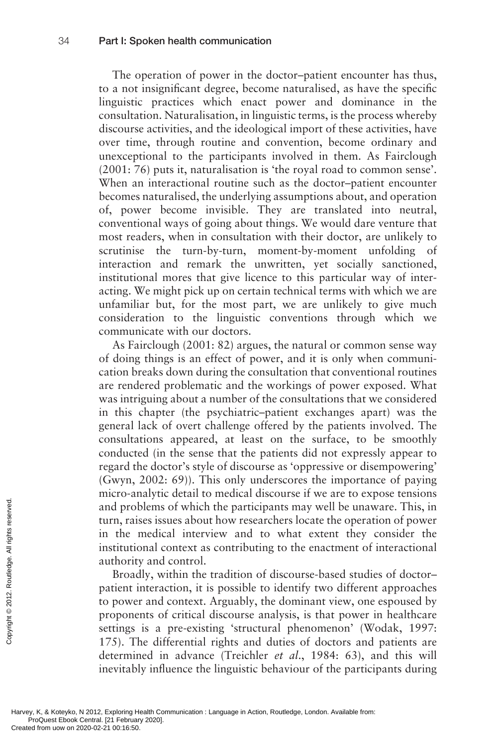The operation of power in the doctor–patient encounter has thus, to a not insignificant degree, become naturalised, as have the specific linguistic practices which enact power and dominance in the consultation. Naturalisation, in linguistic terms, is the process whereby discourse activities, and the ideological import of these activities, have over time, through routine and convention, become ordinary and unexceptional to the participants involved in them. As Fairclough (2001: 76) puts it, naturalisation is 'the royal road to common sense'. When an interactional routine such as the doctor–patient encounter becomes naturalised, the underlying assumptions about, and operation of, power become invisible. They are translated into neutral, conventional ways of going about things. We would dare venture that most readers, when in consultation with their doctor, are unlikely to scrutinise the turn-by-turn, moment-by-moment unfolding of interaction and remark the unwritten, yet socially sanctioned, institutional mores that give licence to this particular way of interacting. We might pick up on certain technical terms with which we are unfamiliar but, for the most part, we are unlikely to give much consideration to the linguistic conventions through which we communicate with our doctors.

As Fairclough (2001: 82) argues, the natural or common sense way of doing things is an effect of power, and it is only when communication breaks down during the consultation that conventional routines are rendered problematic and the workings of power exposed. What was intriguing about a number of the consultations that we considered in this chapter (the psychiatric–patient exchanges apart) was the general lack of overt challenge offered by the patients involved. The consultations appeared, at least on the surface, to be smoothly conducted (in the sense that the patients did not expressly appear to regard the doctor's style of discourse as 'oppressive or disempowering' (Gwyn, 2002: 69)). This only underscores the importance of paying micro-analytic detail to medical discourse if we are to expose tensions and problems of which the participants may well be unaware. This, in turn, raises issues about how researchers locate the operation of power in the medical interview and to what extent they consider the institutional context as contributing to the enactment of interactional authority and control.

Broadly, within the tradition of discourse-based studies of doctor–patient interaction, it is possible to identify two different approaches to power and context. Arguably, the dominant view, one espoused by proponents of critical discourse analysis, is that power in healthcare settings is a pre-existing 'structural phenomenon' (Wodak, 1997: 175). The differential rights and duties of doctors and patients are determined in advance (Treichler *et al.*, 1984: 63), and this will inevitably influence the linguistic behaviour of the participants during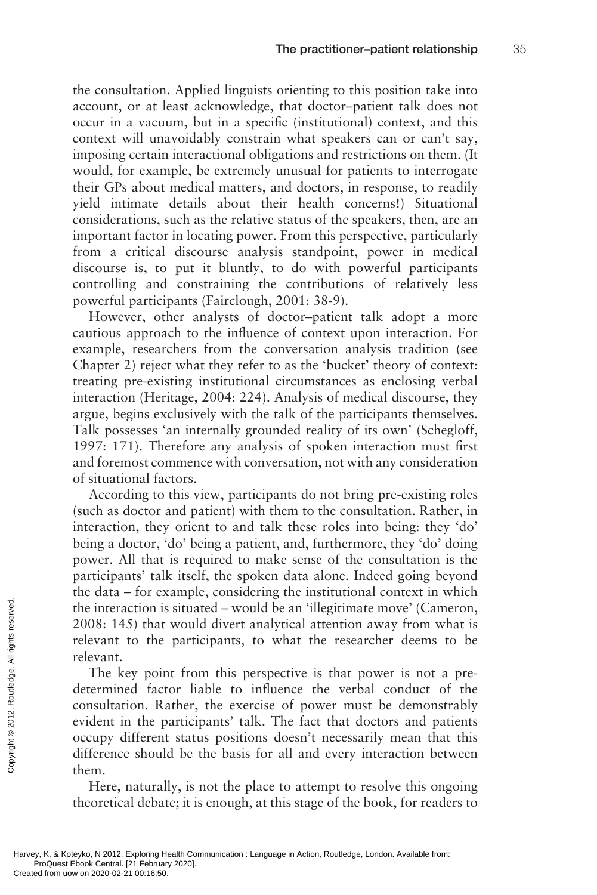the consultation. Applied linguists orienting to this position take into account, or at least acknowledge, that doctor–patient talk does not occur in a vacuum, but in a specific (institutional) context, and this context will unavoidably constrain what speakers can or can't say, imposing certain interactional obligations and restrictions on them. (It would, for example, be extremely unusual for patients to interrogate their GPs about medical matters, and doctors, in response, to readily yield intimate details about their health concerns!) Situational considerations, such as the relative status of the speakers, then, are an important factor in locating power. From this perspective, particularly from a critical discourse analysis standpoint, power in medical discourse is, to put it bluntly, to do with powerful participants controlling and constraining the contributions of relatively less powerful participants (Fairclough, 2001: 38-9).

However, other analysts of doctor–patient talk adopt a more cautious approach to the influence of context upon interaction. For example, researchers from the conversation analysis tradition (see Chapter 2) reject what they refer to as the 'bucket' theory of context: treating pre-existing institutional circumstances as enclosing verbal interaction (Heritage, 2004: 224). Analysis of medical discourse, they argue, begins exclusively with the talk of the participants themselves. Talk possesses 'an internally grounded reality of its own' (Schegloff, 1997: 171). Therefore any analysis of spoken interaction must first and foremost commence with conversation, not with any consideration of situational factors.

According to this view, participants do not bring pre-existing roles (such as doctor and patient) with them to the consultation. Rather, in interaction, they orient to and talk these roles into being: they 'do' being a doctor, 'do' being a patient, and, furthermore, they 'do' doing power. All that is required to make sense of the consultation is the participants' talk itself, the spoken data alone. Indeed going beyond the data – for example, considering the institutional context in which the interaction is situated – would be an 'illegitimate move' (Cameron, 2008: 145) that would divert analytical attention away from what is relevant to the participants, to what the researcher deems to be relevant.

The key point from this perspective is that power is not a pre-determined factor liable to influence the verbal conduct of the consultation. Rather, the exercise of power must be demonstrably evident in the participants' talk. The fact that doctors and patients occupy different status positions doesn't necessarily mean that this difference should be the basis for all and every interaction between them.

Here, naturally, is not the place to attempt to resolve this ongoing theoretical debate; it is enough, at this stage of the book, for readers to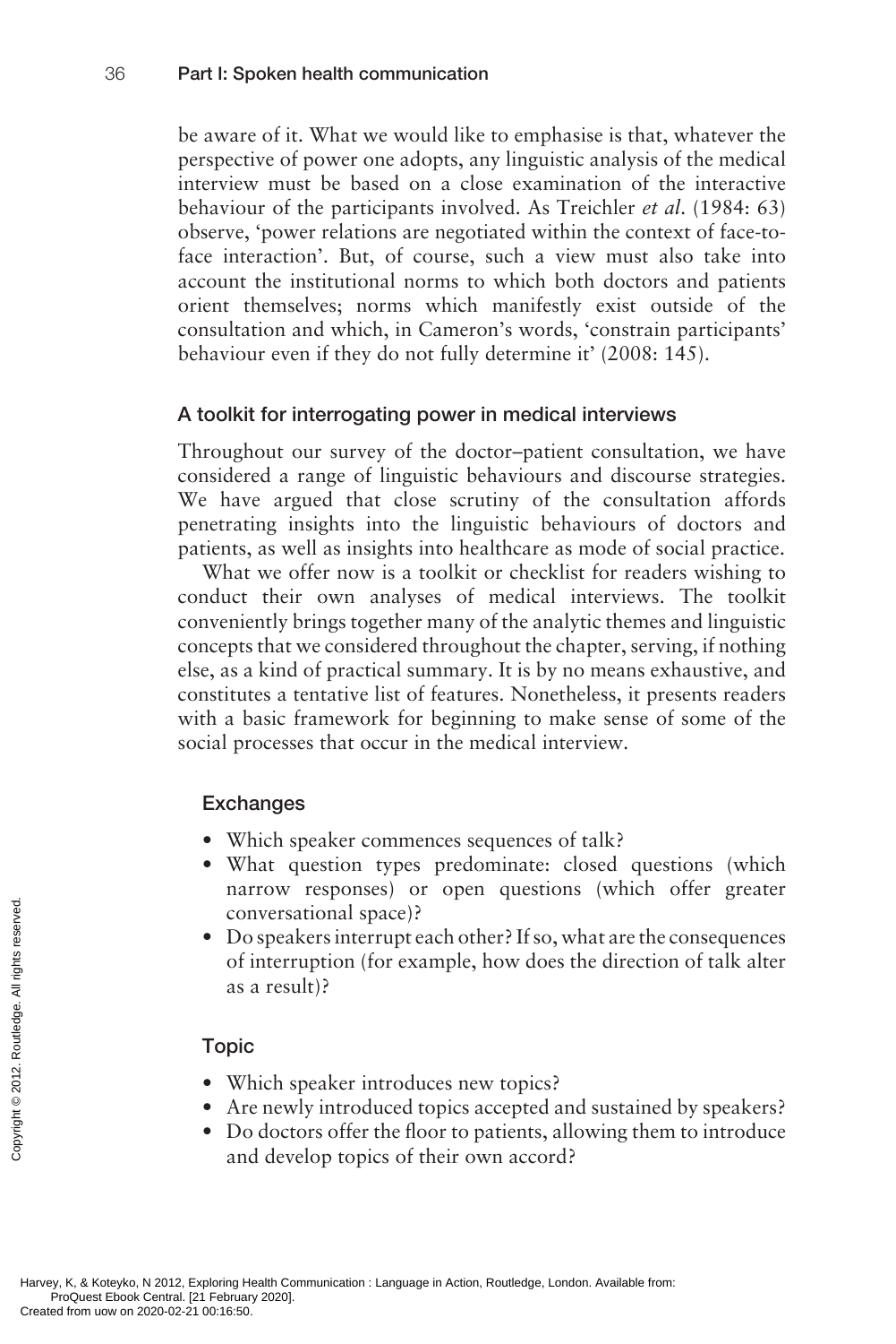be aware of it. What we would like to emphasise is that, whatever the perspective of power one adopts, any linguistic analysis of the medical interview must be based on a close examination of the interactive behaviour of the participants involved. As Treichler *et al.* (1984: 63) observe, 'power relations are negotiated within the context of face-to-face interaction'. But, of course, such a view must also take into account the institutional norms to which both doctors and patients orient themselves; norms which manifestly exist outside of the consultation and which, in Cameron's words, 'constrain participants' behaviour even if they do not fully determine it' (2008: 145).

## A toolkit for interrogating power in medical interviews

Throughout our survey of the doctor–patient consultation, we have considered a range of linguistic behaviours and discourse strategies. We have argued that close scrutiny of the consultation affords penetrating insights into the linguistic behaviours of doctors and patients, as well as insights into healthcare as mode of social practice.

What we offer now is a toolkit or checklist for readers wishing to conduct their own analyses of medical interviews. The toolkit conveniently brings together many of the analytic themes and linguistic concepts that we considered throughout the chapter, serving, if nothing else, as a kind of practical summary. It is by no means exhaustive, and constitutes a tentative list of features. Nonetheless, it presents readers with a basic framework for beginning to make sense of some of the social processes that occur in the medical interview.

### Exchanges

- Which speaker commences sequences of talk?
- What question types predominate: closed questions (which narrow responses) or open questions (which offer greater conversational space)?
- Do speakers interrupt each other? If so, what are the consequences of interruption (for example, how does the direction of talk alter as a result)?

### Topic

- Which speaker introduces new topics?
- Are newly introduced topics accepted and sustained by speakers?
- Do doctors offer the floor to patients, allowing them to introduce and develop topics of their own accord?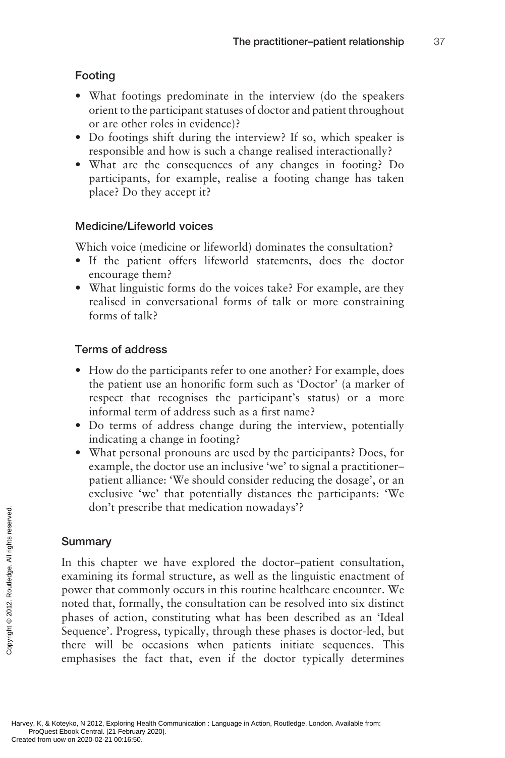### Footing

- What footings predominate in the interview (do the speakers orient to the participant statuses of doctor and patient throughout or are other roles in evidence)?
- Do footings shift during the interview? If so, which speaker is responsible and how is such a change realised interactionally?
- What are the consequences of any changes in footing? Do participants, for example, realise a footing change has taken place? Do they accept it?

### Medicine/Lifeworld voices

Which voice (medicine or lifeworld) dominates the consultation?

- If the patient offers lifeworld statements, does the doctor encourage them?
- What linguistic forms do the voices take? For example, are they realised in conversational forms of talk or more constraining forms of talk?

### Terms of address

- How do the participants refer to one another? For example, does the patient use an honorific form such as 'Doctor' (a marker of respect that recognises the participant's status) or a more informal term of address such as a first name?
- Do terms of address change during the interview, potentially indicating a change in footing?
- What personal pronouns are used by the participants? Does, for example, the doctor use an inclusive 'we' to signal a practitioner–patient alliance: 'We should consider reducing the dosage', or an exclusive 'we' that potentially distances the participants: 'We don't prescribe that medication nowadays'?

## Summary

In this chapter we have explored the doctor–patient consultation, examining its formal structure, as well as the linguistic enactment of power that commonly occurs in this routine healthcare encounter. We noted that, formally, the consultation can be resolved into six distinct phases of action, constituting what has been described as an 'Ideal Sequence'. Progress, typically, through these phases is doctor-led, but there will be occasions when patients initiate sequences. This emphasises the fact that, even if the doctor typically determines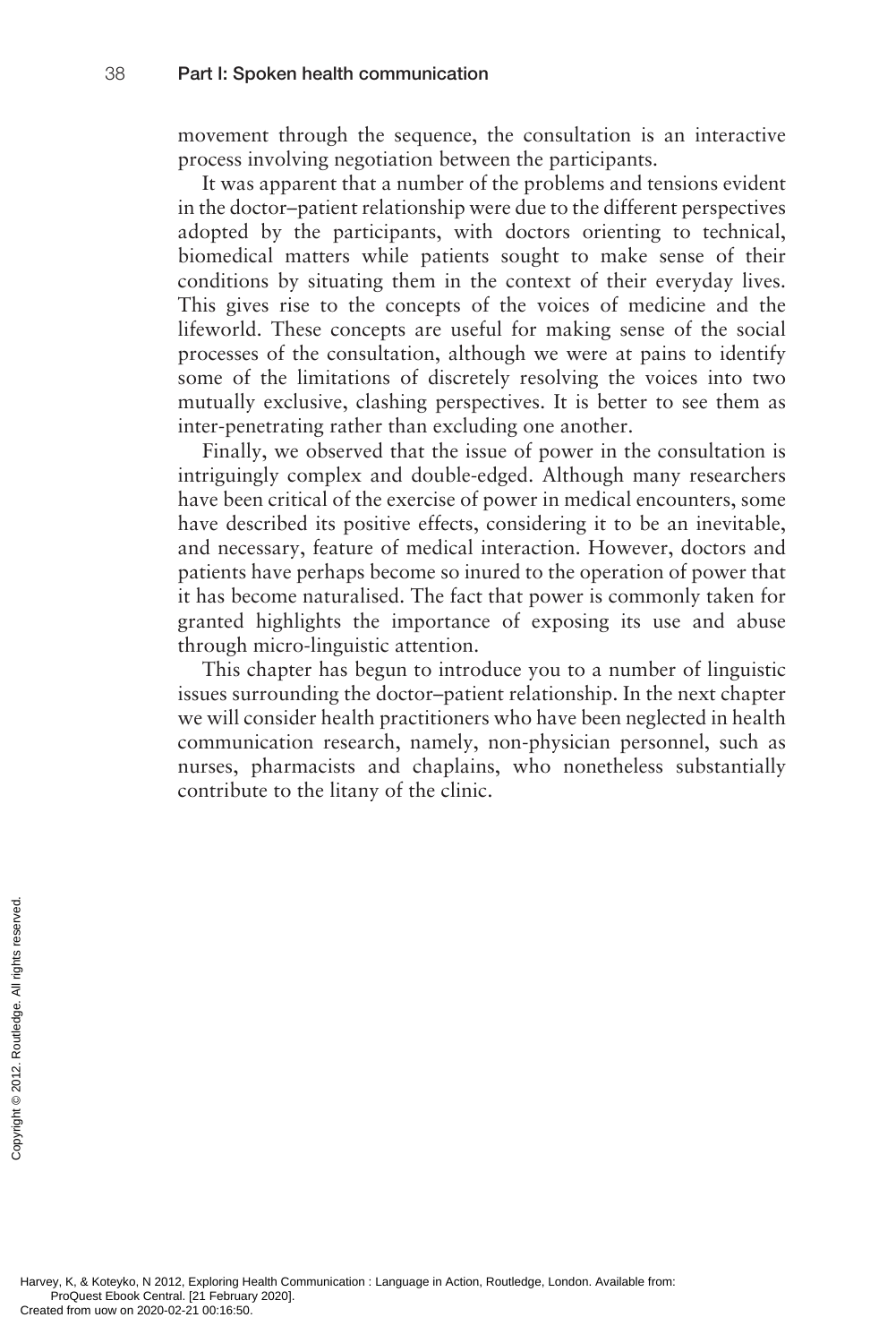movement through the sequence, the consultation is an interactive process involving negotiation between the participants.

It was apparent that a number of the problems and tensions evident in the doctor–patient relationship were due to the different perspectives adopted by the participants, with doctors orienting to technical, biomedical matters while patients sought to make sense of their conditions by situating them in the context of their everyday lives. This gives rise to the concepts of the voices of medicine and the lifeworld. These concepts are useful for making sense of the social processes of the consultation, although we were at pains to identify some of the limitations of discretely resolving the voices into two mutually exclusive, clashing perspectives. It is better to see them as inter-penetrating rather than excluding one another.

Finally, we observed that the issue of power in the consultation is intriguingly complex and double-edged. Although many researchers have been critical of the exercise of power in medical encounters, some have described its positive effects, considering it to be an inevitable, and necessary, feature of medical interaction. However, doctors and patients have perhaps become so inured to the operation of power that it has become naturalised. The fact that power is commonly taken for granted highlights the importance of exposing its use and abuse through micro-linguistic attention.

This chapter has begun to introduce you to a number of linguistic issues surrounding the doctor–patient relationship. In the next chapter we will consider health practitioners who have been neglected in health communication research, namely, non-physician personnel, such as nurses, pharmacists and chaplains, who nonetheless substantially contribute to the litany of the clinic.